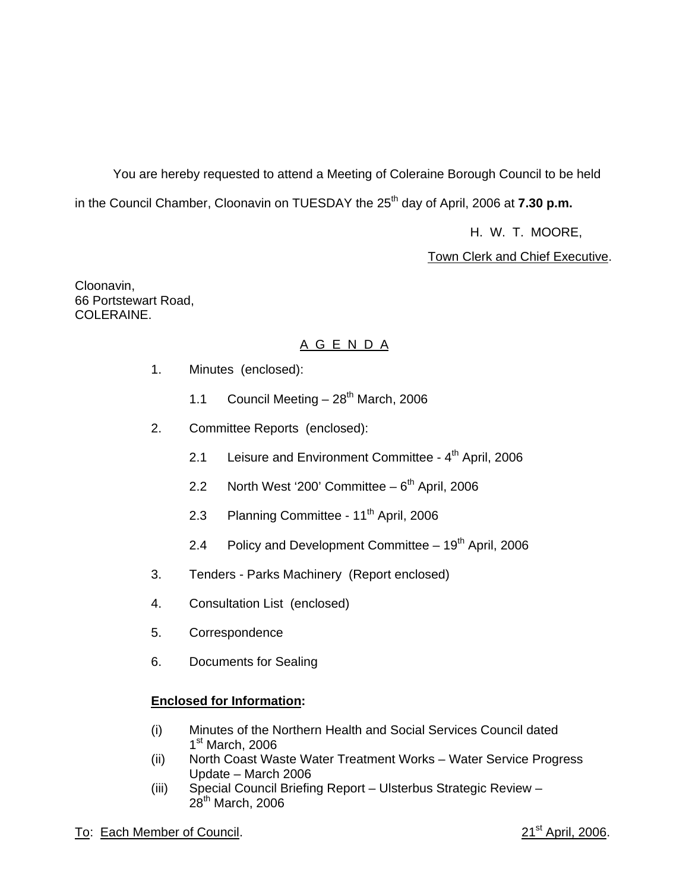You are hereby requested to attend a Meeting of Coleraine Borough Council to be held in the Council Chamber, Cloonavin on TUESDAY the 25th day of April, 2006 at **7.30 p.m.**

H. W. T. MOORE,

Town Clerk and Chief Executive.

Cloonavin,
66 Portstewart Road,
COLERAINE.

## A G E N D A

1. Minutes (enclosed):

   1.1 Council Meeting – 28th March, 2006

2. Committee Reports (enclosed):

   2.1 Leisure and Environment Committee - 4th April, 2006

   2.2 North West '200' Committee – 6th April, 2006

   2.3 Planning Committee - 11th April, 2006

   2.4 Policy and Development Committee – 19th April, 2006

3. Tenders - Parks Machinery (Report enclosed)

4. Consultation List (enclosed)

5. Correspondence

6. Documents for Sealing

**Enclosed for Information:**

(i) Minutes of the Northern Health and Social Services Council dated 1st March, 2006

(ii) North Coast Waste Water Treatment Works – Water Service Progress Update – March 2006

(iii) Special Council Briefing Report – Ulsterbus Strategic Review – 28th March, 2006

To: Each Member of Council.

21st April, 2006.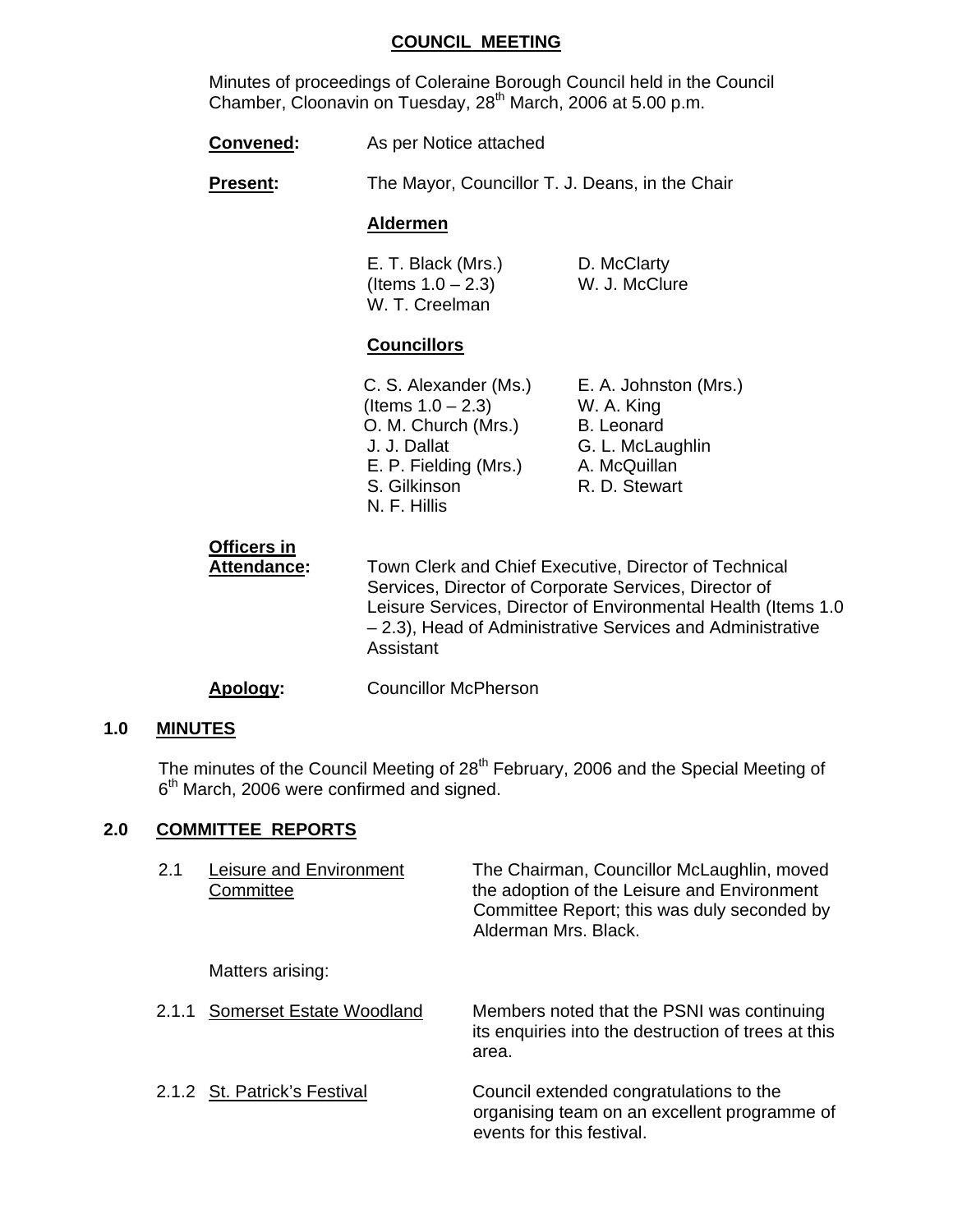## COUNCIL MEETING

Minutes of proceedings of Coleraine Borough Council held in the Council Chamber, Cloonavin on Tuesday, 28th March, 2006 at 5.00 p.m.

**Convened:** As per Notice attached

**Present:** The Mayor, Councillor T. J. Deans, in the Chair

**Aldermen**

E. T. Black (Mrs.) (Items 1.0 – 2.3)
W. T. Creelman
D. McClarty
W. J. McClure

**Councillors**

C. S. Alexander (Ms.) (Items 1.0 – 2.3)
O. M. Church (Mrs.)
J. J. Dallat
E. P. Fielding (Mrs.)
S. Gilkinson
N. F. Hillis
E. A. Johnston (Mrs.)
W. A. King
B. Leonard
G. L. McLaughlin
A. McQuillan
R. D. Stewart

**Officers in Attendance:** Town Clerk and Chief Executive, Director of Technical Services, Director of Corporate Services, Director of Leisure Services, Director of Environmental Health (Items 1.0 – 2.3), Head of Administrative Services and Administrative Assistant

**Apology:** Councillor McPherson

### 1.0 MINUTES

The minutes of the Council Meeting of 28th February, 2006 and the Special Meeting of 6th March, 2006 were confirmed and signed.

### 2.0 COMMITTEE REPORTS

2.1 Leisure and Environment Committee — The Chairman, Councillor McLaughlin, moved the adoption of the Leisure and Environment Committee Report; this was duly seconded by Alderman Mrs. Black.

Matters arising:

2.1.1 Somerset Estate Woodland — Members noted that the PSNI was continuing its enquiries into the destruction of trees at this area.

2.1.2 St. Patrick's Festival — Council extended congratulations to the organising team on an excellent programme of events for this festival.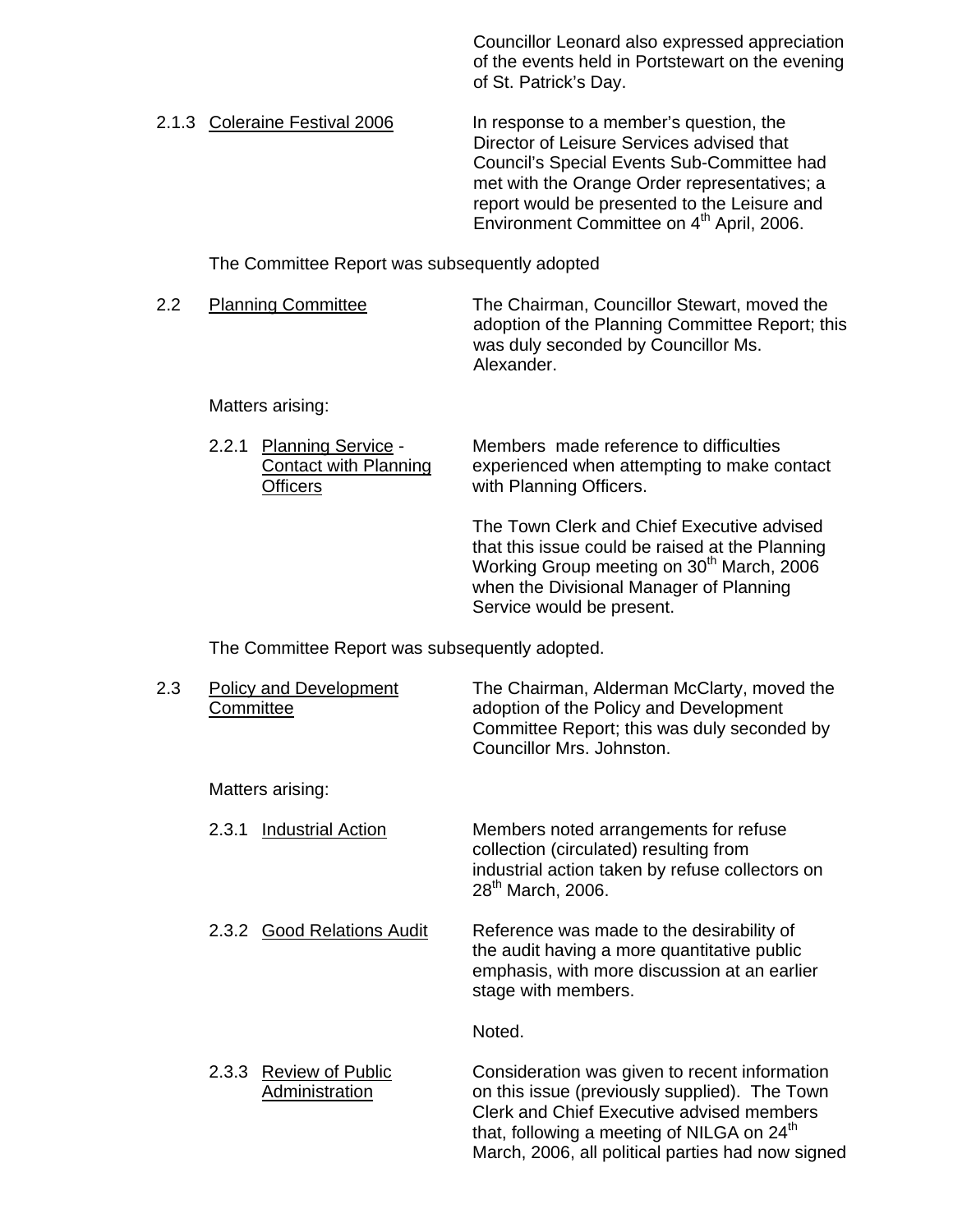Councillor Leonard also expressed appreciation of the events held in Portstewart on the evening of St. Patrick's Day.

2.1.3 Coleraine Festival 2006

In response to a member's question, the Director of Leisure Services advised that Council's Special Events Sub-Committee had met with the Orange Order representatives; a report would be presented to the Leisure and Environment Committee on 4th April, 2006.

The Committee Report was subsequently adopted

2.2 Planning Committee

The Chairman, Councillor Stewart, moved the adoption of the Planning Committee Report; this was duly seconded by Councillor Ms. Alexander.

Matters arising:

2.2.1 Planning Service - Contact with Planning Officers

Members made reference to difficulties experienced when attempting to make contact with Planning Officers.

The Town Clerk and Chief Executive advised that this issue could be raised at the Planning Working Group meeting on 30th March, 2006 when the Divisional Manager of Planning Service would be present.

The Committee Report was subsequently adopted.

2.3 Policy and Development Committee

The Chairman, Alderman McClarty, moved the adoption of the Policy and Development Committee Report; this was duly seconded by Councillor Mrs. Johnston.

Matters arising:

2.3.1 Industrial Action

Members noted arrangements for refuse collection (circulated) resulting from industrial action taken by refuse collectors on 28th March, 2006.

2.3.2 Good Relations Audit

Reference was made to the desirability of the audit having a more quantitative public emphasis, with more discussion at an earlier stage with members.

Noted.

2.3.3 Review of Public Administration

Consideration was given to recent information on this issue (previously supplied). The Town Clerk and Chief Executive advised members that, following a meeting of NILGA on 24th March, 2006, all political parties had now signed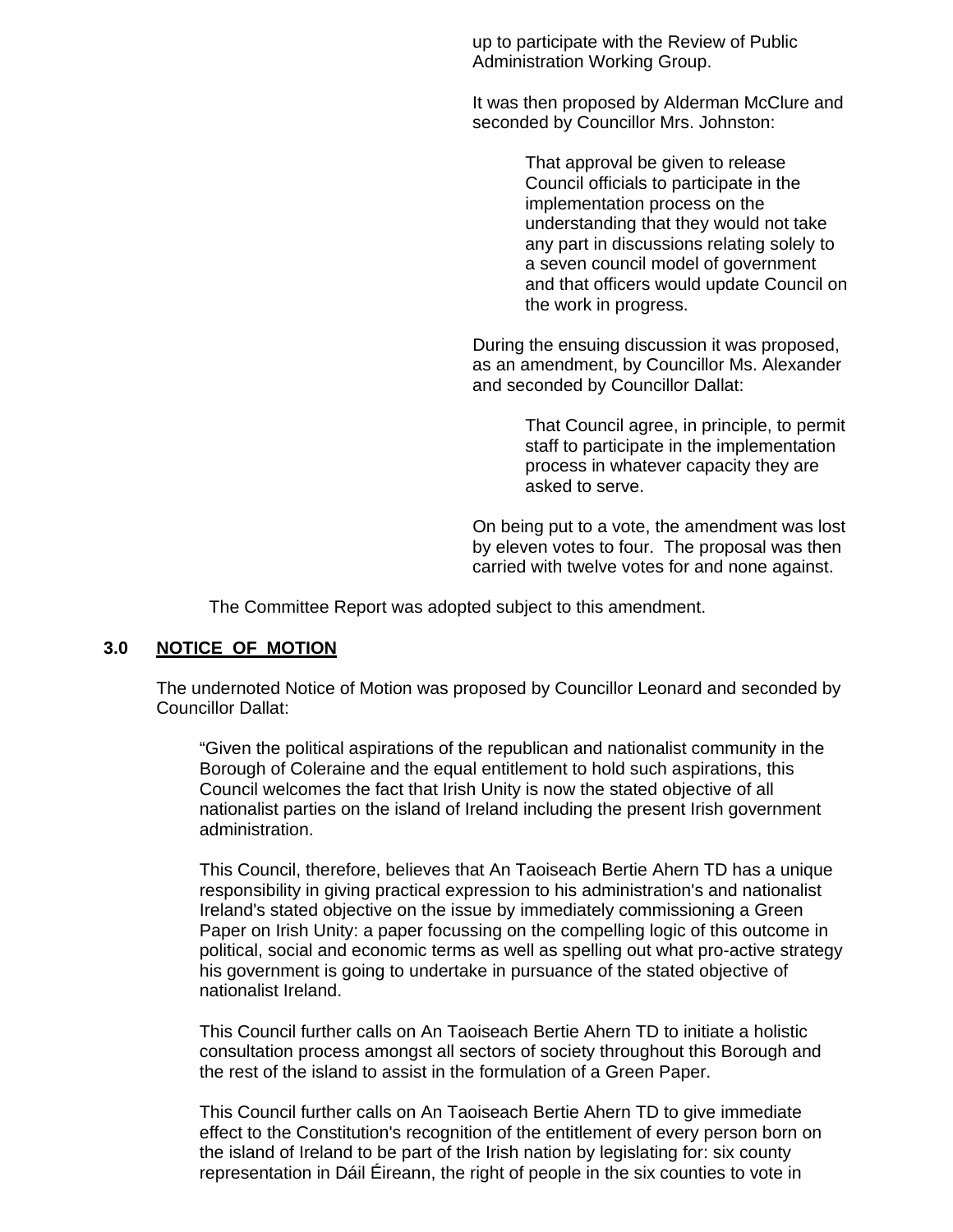up to participate with the Review of Public Administration Working Group.

It was then proposed by Alderman McClure and seconded by Councillor Mrs. Johnston:

> That approval be given to release Council officials to participate in the implementation process on the understanding that they would not take any part in discussions relating solely to a seven council model of government and that officers would update Council on the work in progress.

During the ensuing discussion it was proposed, as an amendment, by Councillor Ms. Alexander and seconded by Councillor Dallat:

> That Council agree, in principle, to permit staff to participate in the implementation process in whatever capacity they are asked to serve.

On being put to a vote, the amendment was lost by eleven votes to four. The proposal was then carried with twelve votes for and none against.

The Committee Report was adopted subject to this amendment.

## 3.0 NOTICE OF MOTION

The undernoted Notice of Motion was proposed by Councillor Leonard and seconded by Councillor Dallat:

> "Given the political aspirations of the republican and nationalist community in the Borough of Coleraine and the equal entitlement to hold such aspirations, this Council welcomes the fact that Irish Unity is now the stated objective of all nationalist parties on the island of Ireland including the present Irish government administration.
>
> This Council, therefore, believes that An Taoiseach Bertie Ahern TD has a unique responsibility in giving practical expression to his administration's and nationalist Ireland's stated objective on the issue by immediately commissioning a Green Paper on Irish Unity: a paper focussing on the compelling logic of this outcome in political, social and economic terms as well as spelling out what pro-active strategy his government is going to undertake in pursuance of the stated objective of nationalist Ireland.
>
> This Council further calls on An Taoiseach Bertie Ahern TD to initiate a holistic consultation process amongst all sectors of society throughout this Borough and the rest of the island to assist in the formulation of a Green Paper.
>
> This Council further calls on An Taoiseach Bertie Ahern TD to give immediate effect to the Constitution's recognition of the entitlement of every person born on the island of Ireland to be part of the Irish nation by legislating for: six county representation in Dáil Éireann, the right of people in the six counties to vote in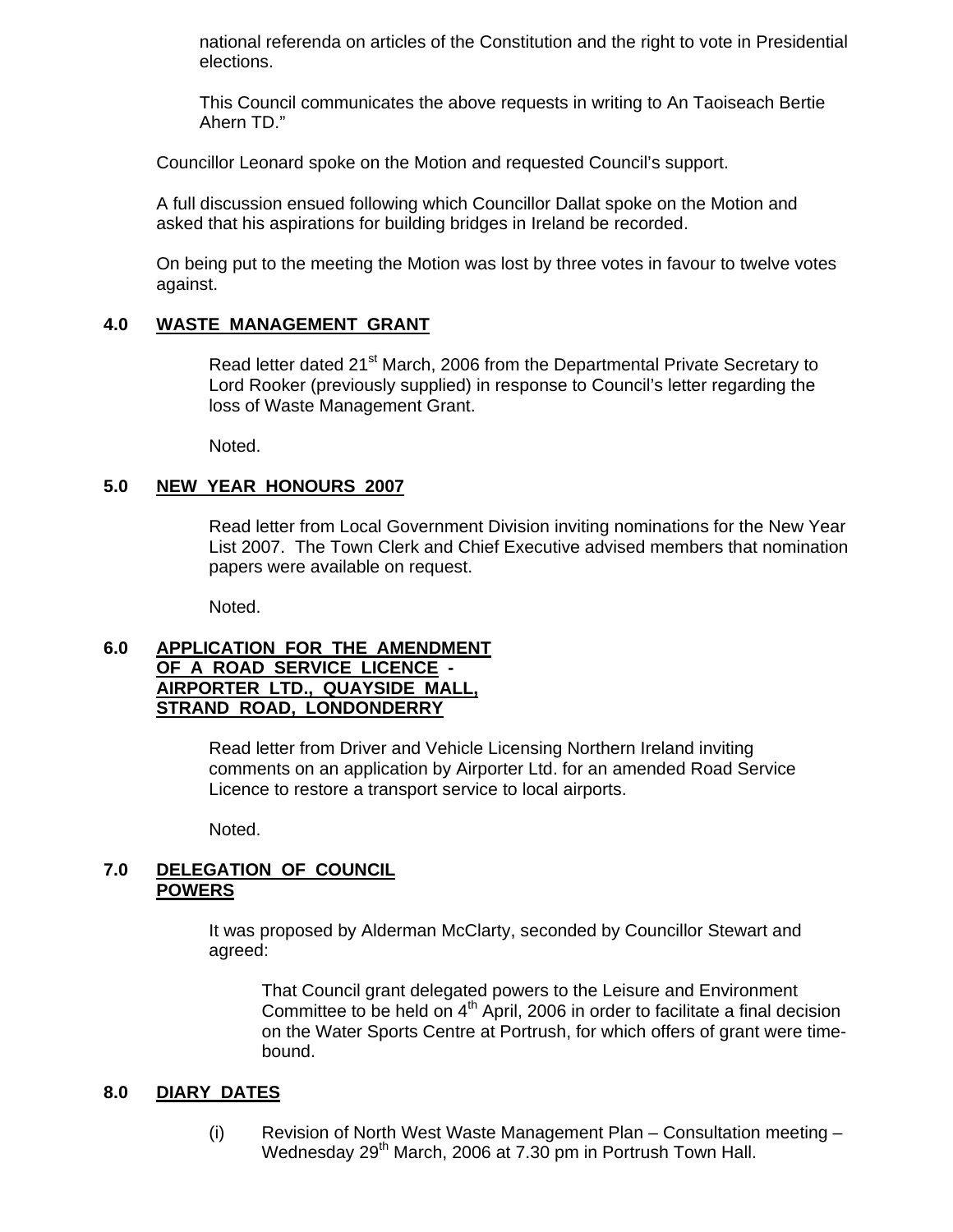national referenda on articles of the Constitution and the right to vote in Presidential elections.

This Council communicates the above requests in writing to An Taoiseach Bertie Ahern TD."

Councillor Leonard spoke on the Motion and requested Council's support.

A full discussion ensued following which Councillor Dallat spoke on the Motion and asked that his aspirations for building bridges in Ireland be recorded.

On being put to the meeting the Motion was lost by three votes in favour to twelve votes against.

## 4.0 WASTE MANAGEMENT GRANT

Read letter dated 21st March, 2006 from the Departmental Private Secretary to Lord Rooker (previously supplied) in response to Council's letter regarding the loss of Waste Management Grant.

Noted.

## 5.0 NEW YEAR HONOURS 2007

Read letter from Local Government Division inviting nominations for the New Year List 2007. The Town Clerk and Chief Executive advised members that nomination papers were available on request.

Noted.

## 6.0 APPLICATION FOR THE AMENDMENT OF A ROAD SERVICE LICENCE - AIRPORTER LTD., QUAYSIDE MALL, STRAND ROAD, LONDONDERRY

Read letter from Driver and Vehicle Licensing Northern Ireland inviting comments on an application by Airporter Ltd. for an amended Road Service Licence to restore a transport service to local airports.

Noted.

## 7.0 DELEGATION OF COUNCIL POWERS

It was proposed by Alderman McClarty, seconded by Councillor Stewart and agreed:

> That Council grant delegated powers to the Leisure and Environment Committee to be held on 4th April, 2006 in order to facilitate a final decision on the Water Sports Centre at Portrush, for which offers of grant were time-bound.

## 8.0 DIARY DATES

(i) Revision of North West Waste Management Plan – Consultation meeting – Wednesday 29th March, 2006 at 7.30 pm in Portrush Town Hall.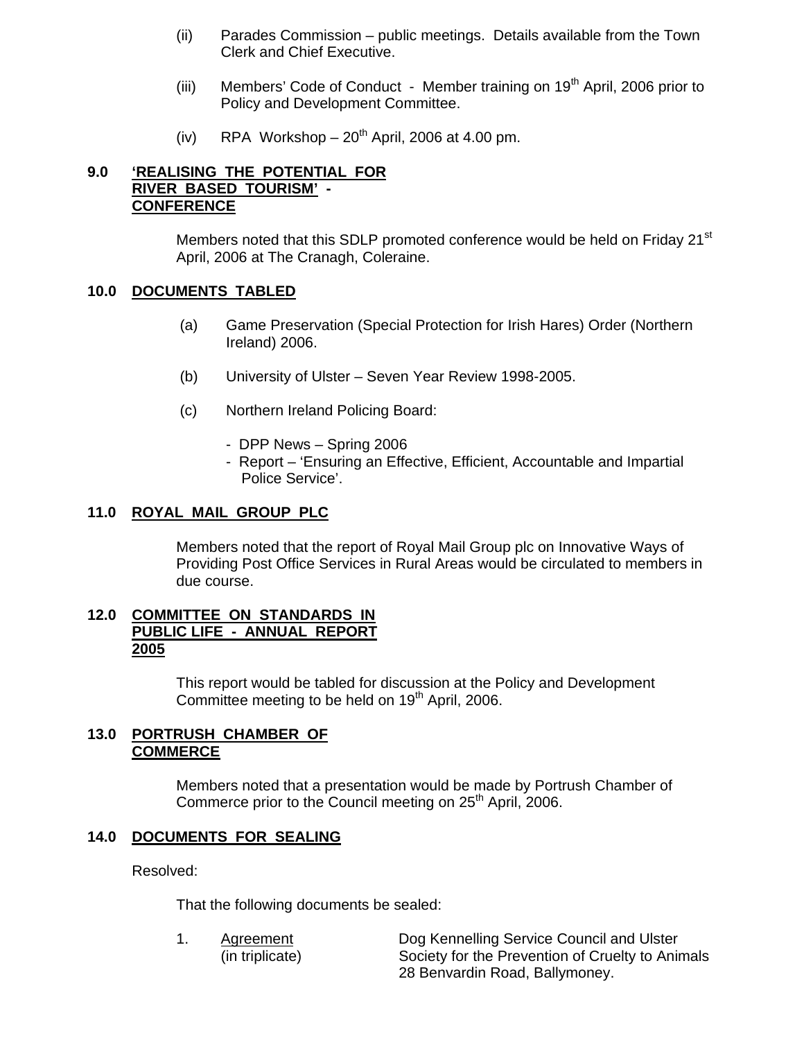(ii) Parades Commission – public meetings. Details available from the Town Clerk and Chief Executive.

(iii) Members' Code of Conduct - Member training on 19th April, 2006 prior to Policy and Development Committee.

(iv) RPA Workshop – 20th April, 2006 at 4.00 pm.

## 9.0 'REALISING THE POTENTIAL FOR RIVER BASED TOURISM' - CONFERENCE

Members noted that this SDLP promoted conference would be held on Friday 21st April, 2006 at The Cranagh, Coleraine.

## 10.0 DOCUMENTS TABLED

(a) Game Preservation (Special Protection for Irish Hares) Order (Northern Ireland) 2006.

(b) University of Ulster – Seven Year Review 1998-2005.

(c) Northern Ireland Policing Board:

- DPP News – Spring 2006
- Report – 'Ensuring an Effective, Efficient, Accountable and Impartial Police Service'.

## 11.0 ROYAL MAIL GROUP PLC

Members noted that the report of Royal Mail Group plc on Innovative Ways of Providing Post Office Services in Rural Areas would be circulated to members in due course.

## 12.0 COMMITTEE ON STANDARDS IN PUBLIC LIFE - ANNUAL REPORT 2005

This report would be tabled for discussion at the Policy and Development Committee meeting to be held on 19th April, 2006.

## 13.0 PORTRUSH CHAMBER OF COMMERCE

Members noted that a presentation would be made by Portrush Chamber of Commerce prior to the Council meeting on 25th April, 2006.

## 14.0 DOCUMENTS FOR SEALING

Resolved:

That the following documents be sealed:

| | | |
|---|---|---|
| 1. | Agreement (in triplicate) | Dog Kennelling Service Council and Ulster Society for the Prevention of Cruelty to Animals 28 Benvardin Road, Ballymoney. |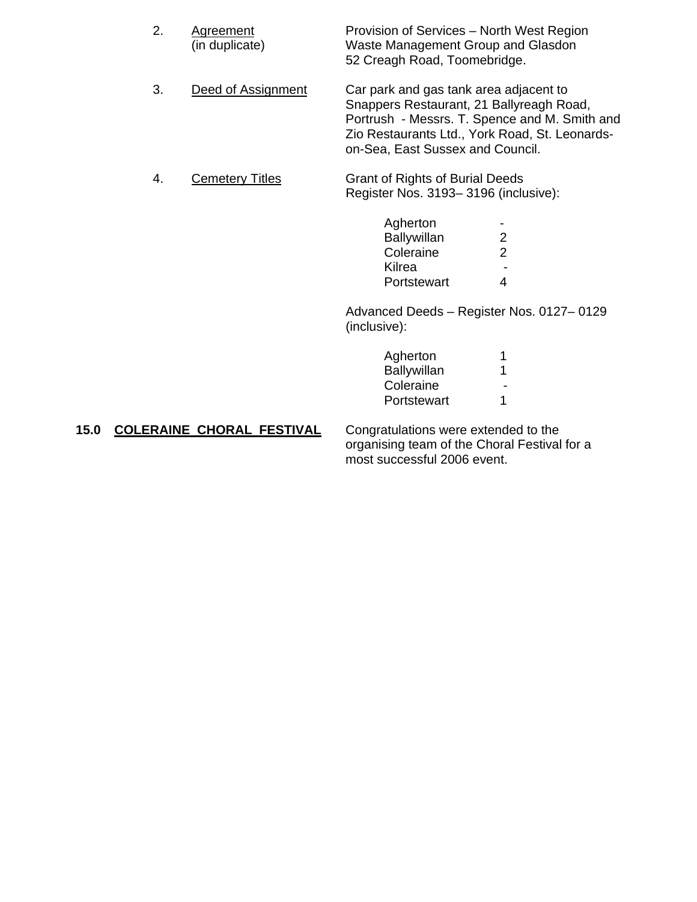2. <u>Agreement</u> (in duplicate)

   Provision of Services – North West Region Waste Management Group and Glasdon 52 Creagh Road, Toomebridge.

3. <u>Deed of Assignment</u>

   Car park and gas tank area adjacent to Snappers Restaurant, 21 Ballyreagh Road, Portrush - Messrs. T. Spence and M. Smith and Zio Restaurants Ltd., York Road, St. Leonards-on-Sea, East Sussex and Council.

4. <u>Cemetery Titles</u>

   Grant of Rights of Burial Deeds Register Nos. 3193– 3196 (inclusive):

   | | |
   |---|---|
   | Agherton | - |
   | Ballywillan | 2 |
   | Coleraine | 2 |
   | Kilrea | - |
   | Portstewart | 4 |

   Advanced Deeds – Register Nos. 0127– 0129 (inclusive):

   | | |
   |---|---|
   | Agherton | 1 |
   | Ballywillan | 1 |
   | Coleraine | - |
   | Portstewart | 1 |

**15.0 <u>COLERAINE CHORAL FESTIVAL</u>**

Congratulations were extended to the organising team of the Choral Festival for a most successful 2006 event.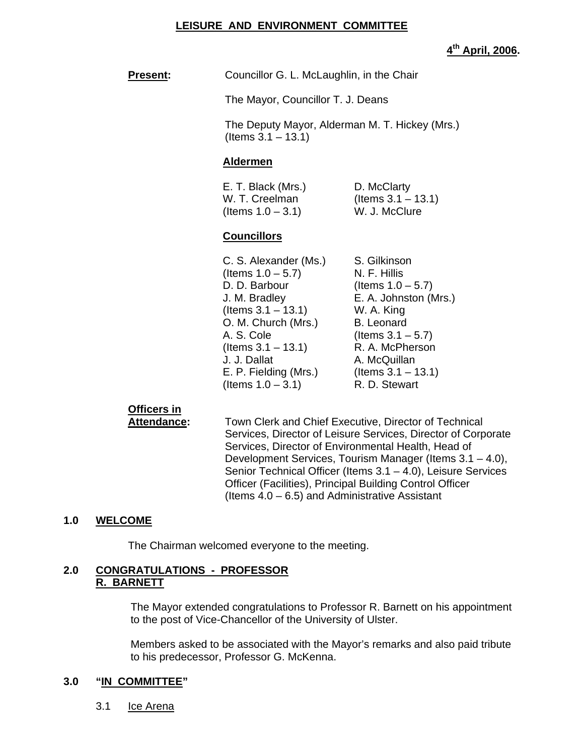**LEISURE AND ENVIRONMENT COMMITTEE**

**4th April, 2006.**

**Present:** Councillor G. L. McLaughlin, in the Chair

The Mayor, Councillor T. J. Deans

The Deputy Mayor, Alderman M. T. Hickey (Mrs.) (Items 3.1 – 13.1)

**Aldermen**

E. T. Black (Mrs.)
W. T. Creelman (Items 1.0 – 3.1)
D. McClarty (Items 3.1 – 13.1)
W. J. McClure

**Councillors**

C. S. Alexander (Ms.) (Items 1.0 – 5.7)
D. D. Barbour
J. M. Bradley (Items 3.1 – 13.1)
O. M. Church (Mrs.)
A. S. Cole (Items 3.1 – 13.1)
J. J. Dallat
E. P. Fielding (Mrs.) (Items 1.0 – 3.1)
S. Gilkinson
N. F. Hillis (Items 1.0 – 5.7)
E. A. Johnston (Mrs.)
W. A. King
B. Leonard (Items 3.1 – 5.7)
R. A. McPherson
A. McQuillan (Items 3.1 – 13.1)
R. D. Stewart

**Officers in Attendance:** Town Clerk and Chief Executive, Director of Technical Services, Director of Leisure Services, Director of Corporate Services, Director of Environmental Health, Head of Development Services, Tourism Manager (Items 3.1 – 4.0), Senior Technical Officer (Items 3.1 – 4.0), Leisure Services Officer (Facilities), Principal Building Control Officer (Items 4.0 – 6.5) and Administrative Assistant

## 1.0 WELCOME

The Chairman welcomed everyone to the meeting.

## 2.0 CONGRATULATIONS - PROFESSOR R. BARNETT

The Mayor extended congratulations to Professor R. Barnett on his appointment to the post of Vice-Chancellor of the University of Ulster.

Members asked to be associated with the Mayor's remarks and also paid tribute to his predecessor, Professor G. McKenna.

## 3.0 "IN COMMITTEE"

3.1 Ice Arena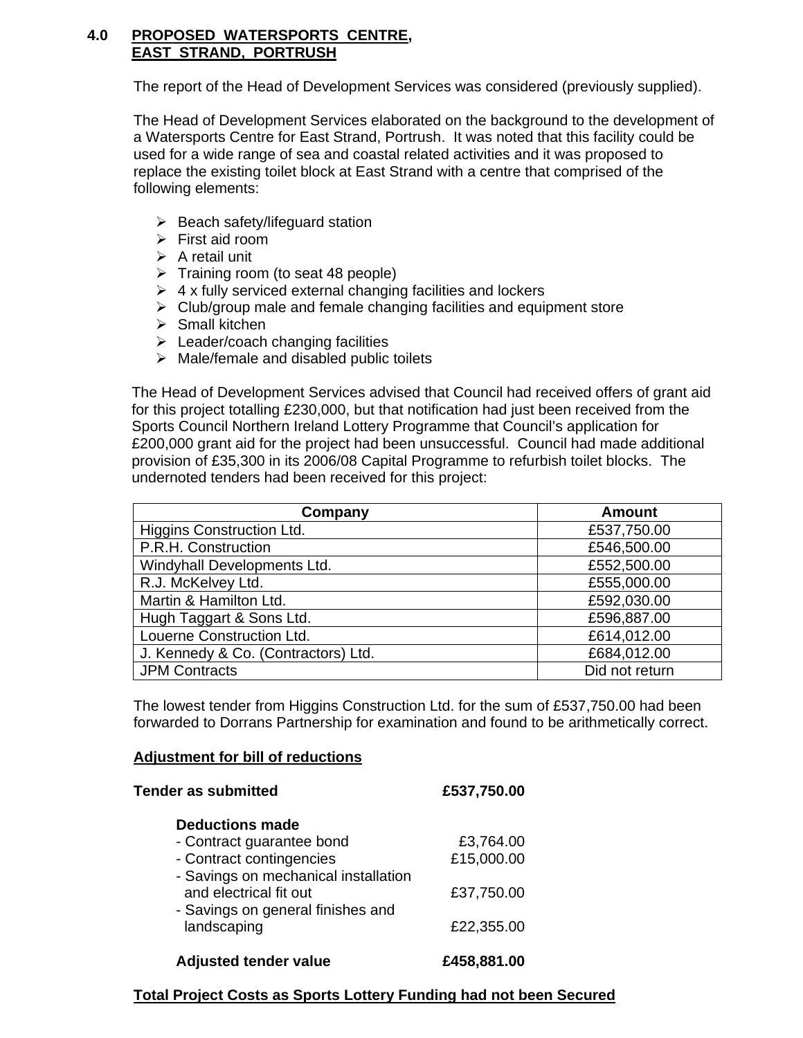## 4.0 PROPOSED WATERSPORTS CENTRE, EAST STRAND, PORTRUSH

The report of the Head of Development Services was considered (previously supplied).

The Head of Development Services elaborated on the background to the development of a Watersports Centre for East Strand, Portrush. It was noted that this facility could be used for a wide range of sea and coastal related activities and it was proposed to replace the existing toilet block at East Strand with a centre that comprised of the following elements:

- Beach safety/lifeguard station
- First aid room
- A retail unit
- Training room (to seat 48 people)
- 4 x fully serviced external changing facilities and lockers
- Club/group male and female changing facilities and equipment store
- Small kitchen
- Leader/coach changing facilities
- Male/female and disabled public toilets

The Head of Development Services advised that Council had received offers of grant aid for this project totalling £230,000, but that notification had just been received from the Sports Council Northern Ireland Lottery Programme that Council's application for £200,000 grant aid for the project had been unsuccessful. Council had made additional provision of £35,300 in its 2006/08 Capital Programme to refurbish toilet blocks. The undernoted tenders had been received for this project:

| Company | Amount |
|---|---|
| Higgins Construction Ltd. | £537,750.00 |
| P.R.H. Construction | £546,500.00 |
| Windyhall Developments Ltd. | £552,500.00 |
| R.J. McKelvey Ltd. | £555,000.00 |
| Martin & Hamilton Ltd. | £592,030.00 |
| Hugh Taggart & Sons Ltd. | £596,887.00 |
| Louerne Construction Ltd. | £614,012.00 |
| J. Kennedy & Co. (Contractors) Ltd. | £684,012.00 |
| JPM Contracts | Did not return |

The lowest tender from Higgins Construction Ltd. for the sum of £537,750.00 had been forwarded to Dorrans Partnership for examination and found to be arithmetically correct.

**Adjustment for bill of reductions**

| | |
|---|---|
| **Tender as submitted** | **£537,750.00** |
| **Deductions made** | |
| - Contract guarantee bond | £3,764.00 |
| - Contract contingencies | £15,000.00 |
| - Savings on mechanical installation and electrical fit out | £37,750.00 |
| - Savings on general finishes and landscaping | £22,355.00 |
| **Adjusted tender value** | **£458,881.00** |

**Total Project Costs as Sports Lottery Funding had not been Secured**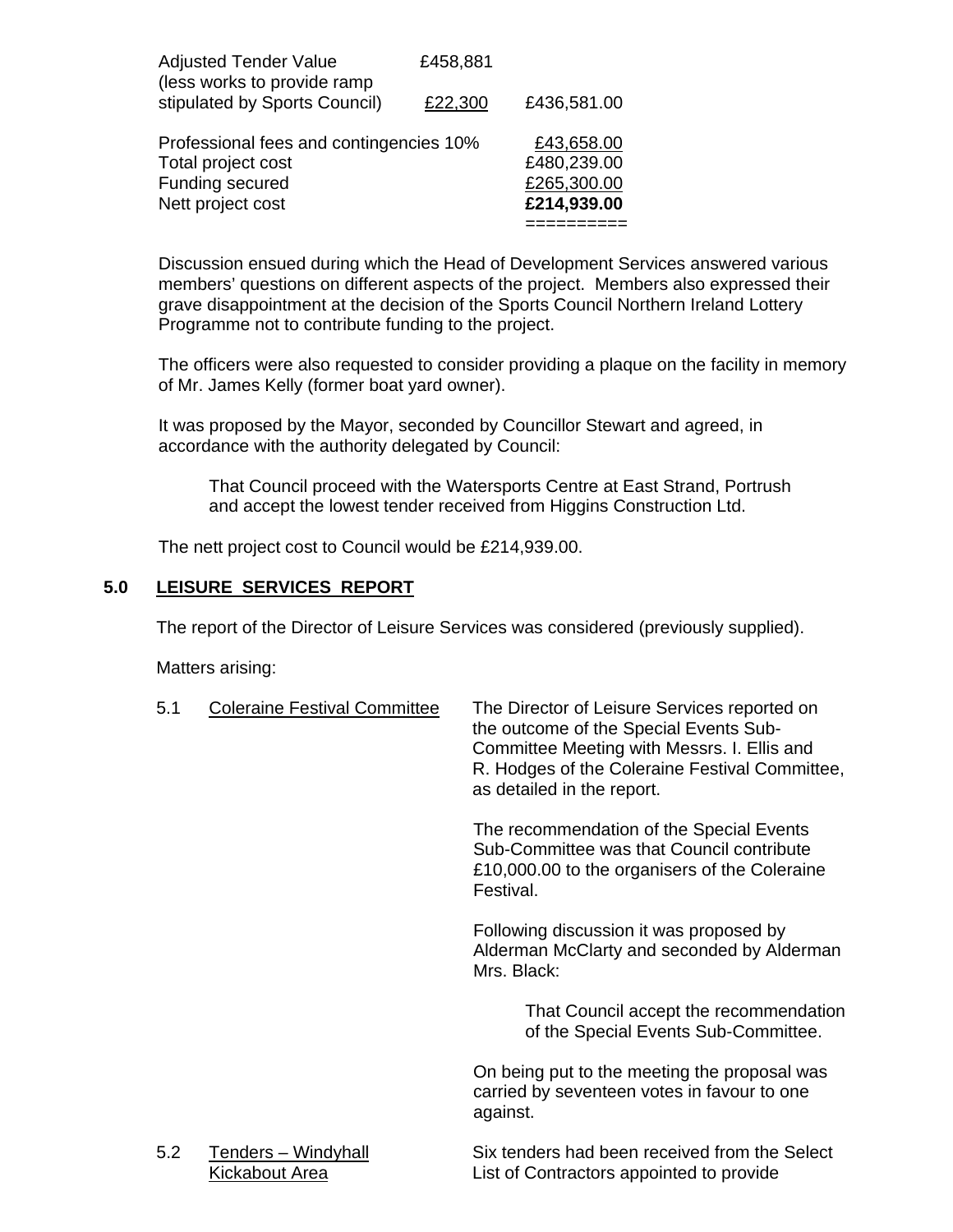| | | |
|---|---|---|
| Adjusted Tender Value | £458,881 | |
| (less works to provide ramp stipulated by Sports Council) | £22,300 | £436,581.00 |
| Professional fees and contingencies 10% | | £43,658.00 |
| Total project cost | | £480,239.00 |
| Funding secured | | £265,300.00 |
| Nett project cost | | **£214,939.00** |

Discussion ensued during which the Head of Development Services answered various members' questions on different aspects of the project. Members also expressed their grave disappointment at the decision of the Sports Council Northern Ireland Lottery Programme not to contribute funding to the project.

The officers were also requested to consider providing a plaque on the facility in memory of Mr. James Kelly (former boat yard owner).

It was proposed by the Mayor, seconded by Councillor Stewart and agreed, in accordance with the authority delegated by Council:

> That Council proceed with the Watersports Centre at East Strand, Portrush and accept the lowest tender received from Higgins Construction Ltd.

The nett project cost to Council would be £214,939.00.

## 5.0 LEISURE SERVICES REPORT

The report of the Director of Leisure Services was considered (previously supplied).

Matters arising:

5.1 Coleraine Festival Committee

The Director of Leisure Services reported on the outcome of the Special Events Sub-Committee Meeting with Messrs. I. Ellis and R. Hodges of the Coleraine Festival Committee, as detailed in the report.

The recommendation of the Special Events Sub-Committee was that Council contribute £10,000.00 to the organisers of the Coleraine Festival.

Following discussion it was proposed by Alderman McClarty and seconded by Alderman Mrs. Black:

> That Council accept the recommendation of the Special Events Sub-Committee.

On being put to the meeting the proposal was carried by seventeen votes in favour to one against.

5.2 Tenders – Windyhall Kickabout Area

Six tenders had been received from the Select List of Contractors appointed to provide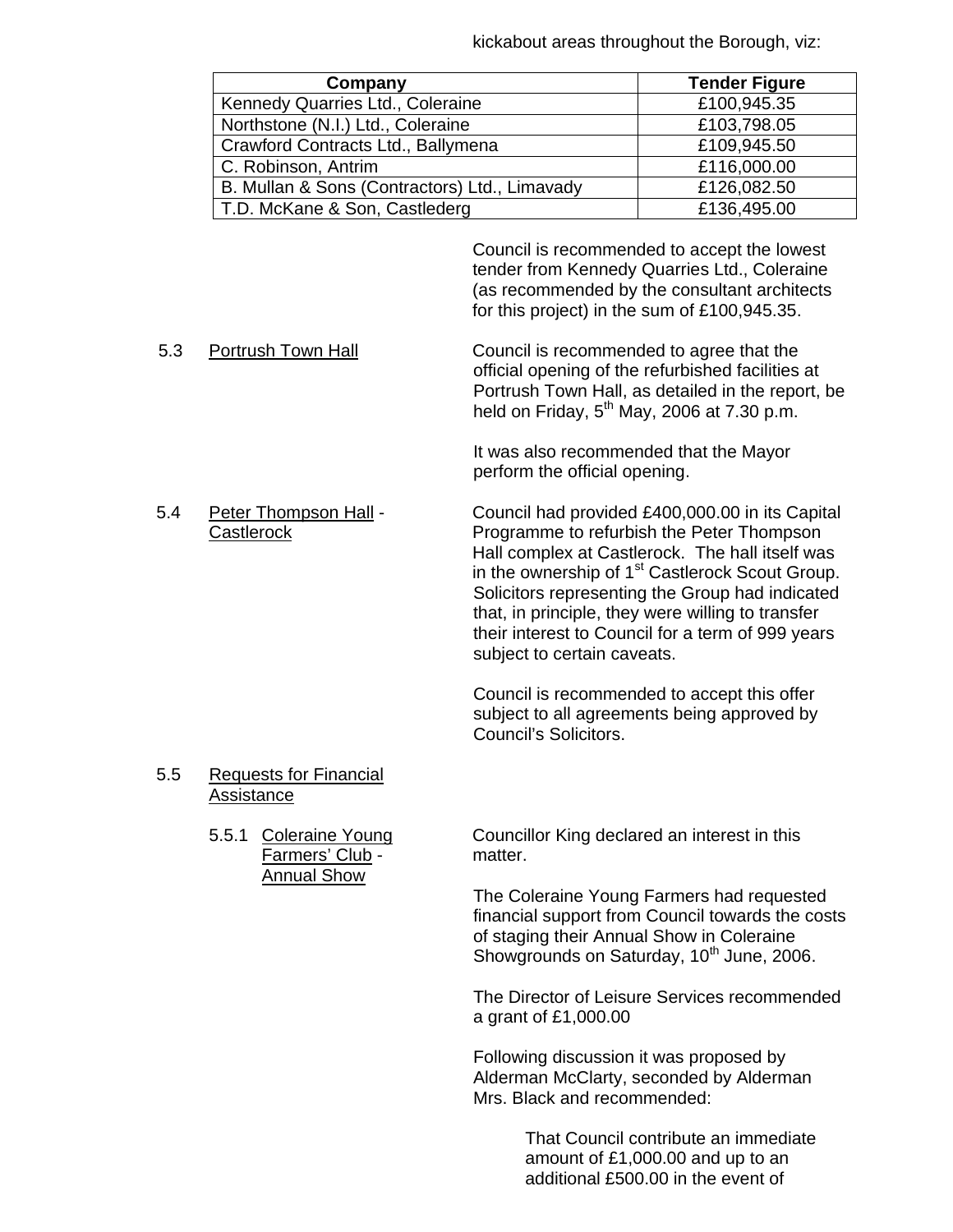kickabout areas throughout the Borough, viz:

| Company | Tender Figure |
|---|---|
| Kennedy Quarries Ltd., Coleraine | £100,945.35 |
| Northstone (N.I.) Ltd., Coleraine | £103,798.05 |
| Crawford Contracts Ltd., Ballymena | £109,945.50 |
| C. Robinson, Antrim | £116,000.00 |
| B. Mullan & Sons (Contractors) Ltd., Limavady | £126,082.50 |
| T.D. McKane & Son, Castlederg | £136,495.00 |

Council is recommended to accept the lowest tender from Kennedy Quarries Ltd., Coleraine (as recommended by the consultant architects for this project) in the sum of £100,945.35.

5.3 Portrush Town Hall

Council is recommended to agree that the official opening of the refurbished facilities at Portrush Town Hall, as detailed in the report, be held on Friday, 5th May, 2006 at 7.30 p.m.

It was also recommended that the Mayor perform the official opening.

5.4 Peter Thompson Hall - Castlerock

Council had provided £400,000.00 in its Capital Programme to refurbish the Peter Thompson Hall complex at Castlerock. The hall itself was in the ownership of 1st Castlerock Scout Group. Solicitors representing the Group had indicated that, in principle, they were willing to transfer their interest to Council for a term of 999 years subject to certain caveats.

Council is recommended to accept this offer subject to all agreements being approved by Council's Solicitors.

5.5 Requests for Financial Assistance

5.5.1 Coleraine Young Farmers' Club - Annual Show

Councillor King declared an interest in this matter.

The Coleraine Young Farmers had requested financial support from Council towards the costs of staging their Annual Show in Coleraine Showgrounds on Saturday, 10th June, 2006.

The Director of Leisure Services recommended a grant of £1,000.00

Following discussion it was proposed by Alderman McClarty, seconded by Alderman Mrs. Black and recommended:

> That Council contribute an immediate amount of £1,000.00 and up to an additional £500.00 in the event of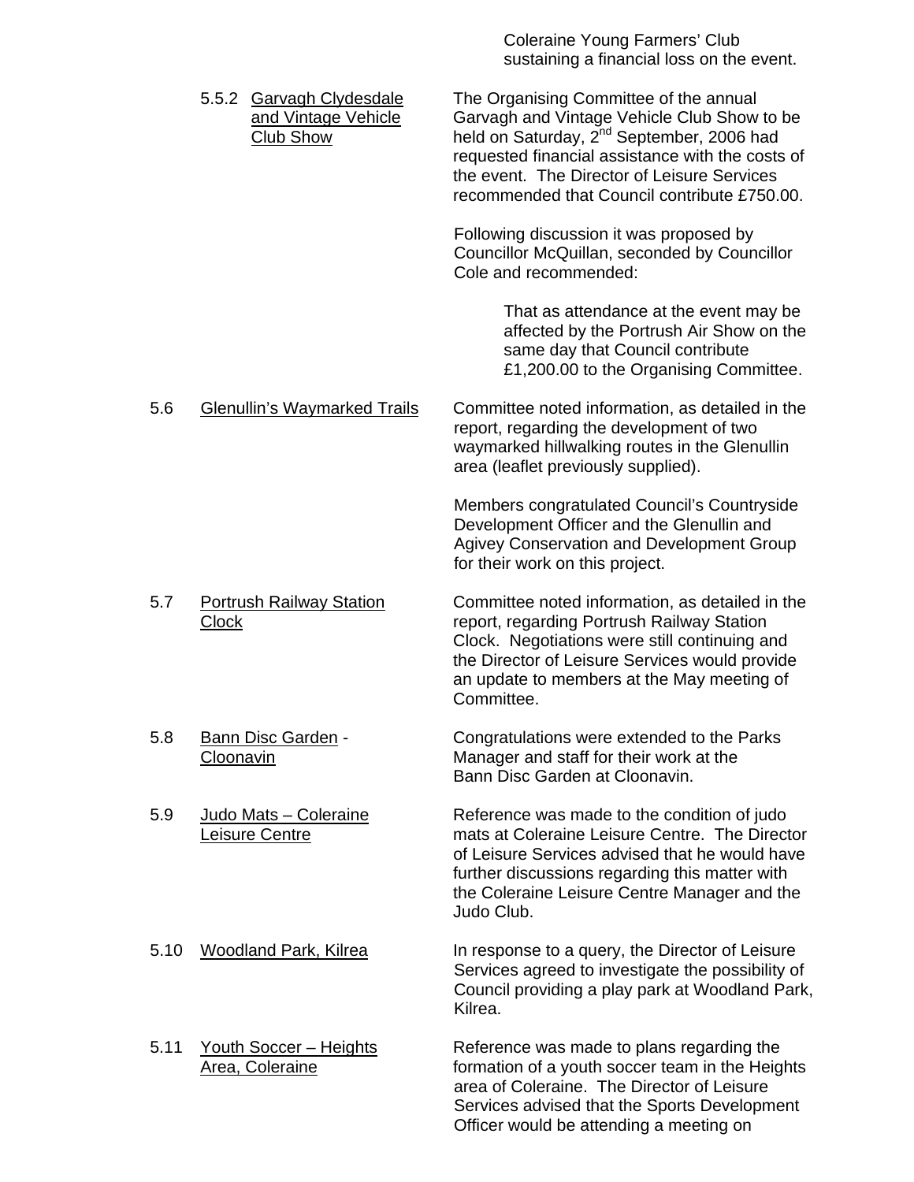Coleraine Young Farmers' Club sustaining a financial loss on the event.

5.5.2 <u>Garvagh Clydesdale and Vintage Vehicle Club Show</u>

The Organising Committee of the annual Garvagh and Vintage Vehicle Club Show to be held on Saturday, 2nd September, 2006 had requested financial assistance with the costs of the event. The Director of Leisure Services recommended that Council contribute £750.00.

Following discussion it was proposed by Councillor McQuillan, seconded by Councillor Cole and recommended:

> That as attendance at the event may be affected by the Portrush Air Show on the same day that Council contribute £1,200.00 to the Organising Committee.

5.6 <u>Glenullin's Waymarked Trails</u>

Committee noted information, as detailed in the report, regarding the development of two waymarked hillwalking routes in the Glenullin area (leaflet previously supplied).

Members congratulated Council's Countryside Development Officer and the Glenullin and Agivey Conservation and Development Group for their work on this project.

5.7 <u>Portrush Railway Station Clock</u>

Committee noted information, as detailed in the report, regarding Portrush Railway Station Clock. Negotiations were still continuing and the Director of Leisure Services would provide an update to members at the May meeting of Committee.

5.8 <u>Bann Disc Garden</u> - <u>Cloonavin</u>

Congratulations were extended to the Parks Manager and staff for their work at the Bann Disc Garden at Cloonavin.

5.9 <u>Judo Mats – Coleraine Leisure Centre</u>

Reference was made to the condition of judo mats at Coleraine Leisure Centre. The Director of Leisure Services advised that he would have further discussions regarding this matter with the Coleraine Leisure Centre Manager and the Judo Club.

5.10 <u>Woodland Park, Kilrea</u>

In response to a query, the Director of Leisure Services agreed to investigate the possibility of Council providing a play park at Woodland Park, Kilrea.

5.11 <u>Youth Soccer – Heights Area, Coleraine</u>

Reference was made to plans regarding the formation of a youth soccer team in the Heights area of Coleraine. The Director of Leisure Services advised that the Sports Development Officer would be attending a meeting on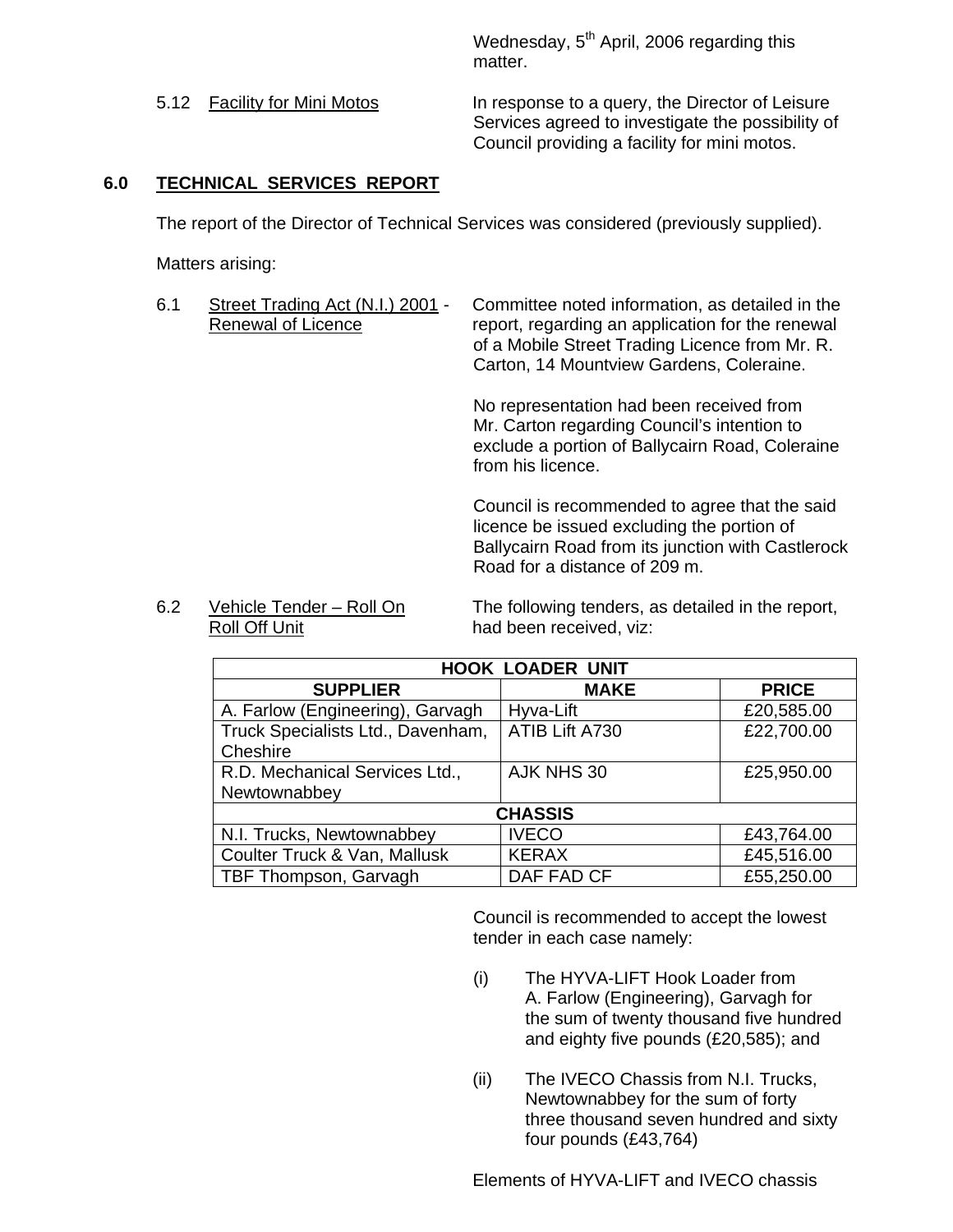Wednesday, 5th April, 2006 regarding this matter.

5.12 Facility for Mini Motos

In response to a query, the Director of Leisure Services agreed to investigate the possibility of Council providing a facility for mini motos.

## 6.0 TECHNICAL SERVICES REPORT

The report of the Director of Technical Services was considered (previously supplied).

Matters arising:

6.1 Street Trading Act (N.I.) 2001 - Renewal of Licence

Committee noted information, as detailed in the report, regarding an application for the renewal of a Mobile Street Trading Licence from Mr. R. Carton, 14 Mountview Gardens, Coleraine.

No representation had been received from Mr. Carton regarding Council's intention to exclude a portion of Ballycairn Road, Coleraine from his licence.

Council is recommended to agree that the said licence be issued excluding the portion of Ballycairn Road from its junction with Castlerock Road for a distance of 209 m.

6.2 Vehicle Tender – Roll On Roll Off Unit

The following tenders, as detailed in the report, had been received, viz:

| HOOK LOADER UNIT | | |
|---|---|---|
| **SUPPLIER** | **MAKE** | **PRICE** |
| A. Farlow (Engineering), Garvagh | Hyva-Lift | £20,585.00 |
| Truck Specialists Ltd., Davenham, Cheshire | ATIB Lift A730 | £22,700.00 |
| R.D. Mechanical Services Ltd., Newtownabbey | AJK NHS 30 | £25,950.00 |
| **CHASSIS** | | |
| N.I. Trucks, Newtownabbey | IVECO | £43,764.00 |
| Coulter Truck & Van, Mallusk | KERAX | £45,516.00 |
| TBF Thompson, Garvagh | DAF FAD CF | £55,250.00 |

Council is recommended to accept the lowest tender in each case namely:

(i) The HYVA-LIFT Hook Loader from A. Farlow (Engineering), Garvagh for the sum of twenty thousand five hundred and eighty five pounds (£20,585); and

(ii) The IVECO Chassis from N.I. Trucks, Newtownabbey for the sum of forty three thousand seven hundred and sixty four pounds (£43,764)

Elements of HYVA-LIFT and IVECO chassis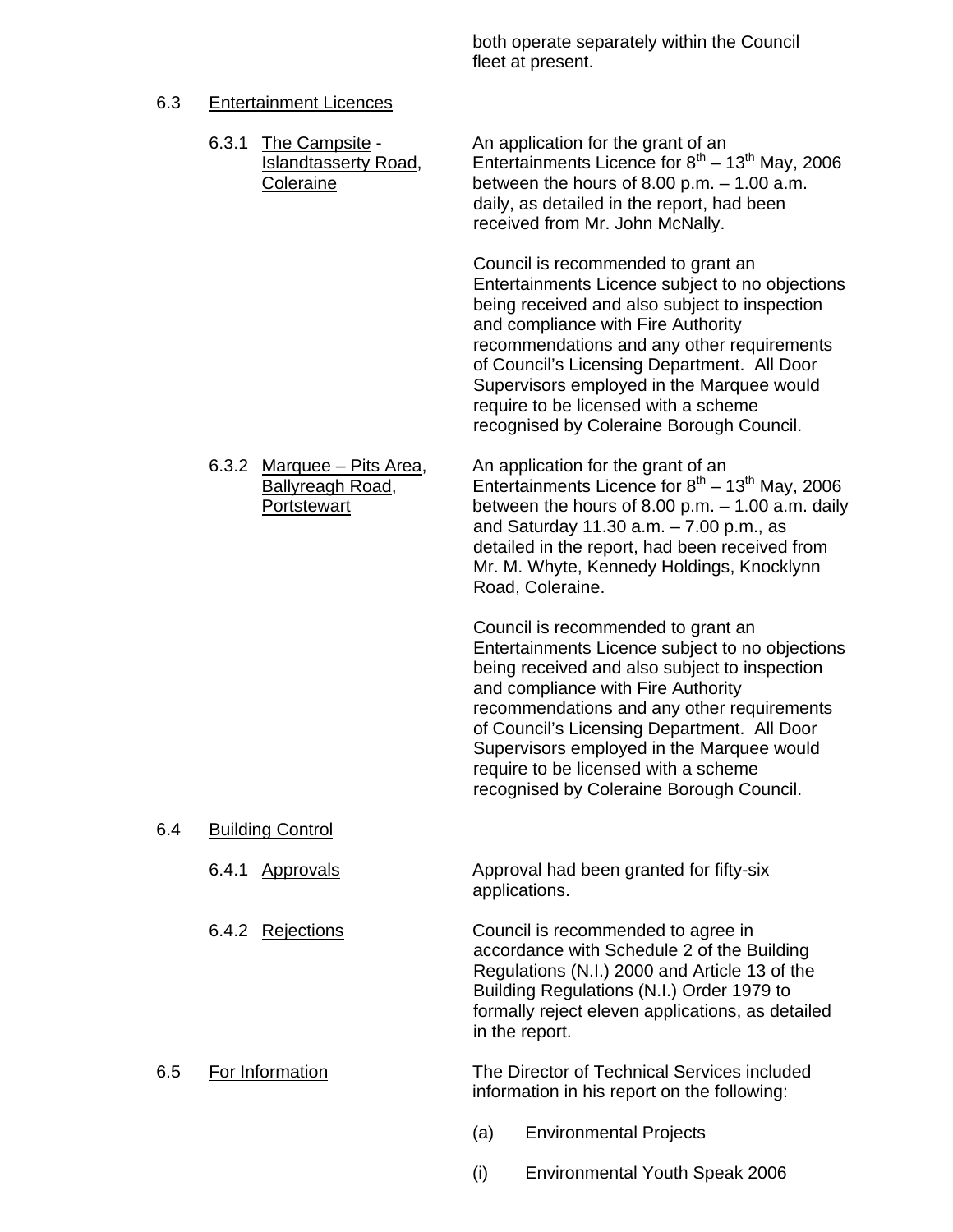both operate separately within the Council fleet at present.

6.3 Entertainment Licences

6.3.1 The Campsite - Islandtasserty Road, Coleraine

An application for the grant of an Entertainments Licence for 8th – 13th May, 2006 between the hours of 8.00 p.m. – 1.00 a.m. daily, as detailed in the report, had been received from Mr. John McNally.

Council is recommended to grant an Entertainments Licence subject to no objections being received and also subject to inspection and compliance with Fire Authority recommendations and any other requirements of Council's Licensing Department. All Door Supervisors employed in the Marquee would require to be licensed with a scheme recognised by Coleraine Borough Council.

6.3.2 Marquee – Pits Area, Ballyreagh Road, Portstewart

An application for the grant of an Entertainments Licence for 8th – 13th May, 2006 between the hours of 8.00 p.m. – 1.00 a.m. daily and Saturday 11.30 a.m. – 7.00 p.m., as detailed in the report, had been received from Mr. M. Whyte, Kennedy Holdings, Knocklynn Road, Coleraine.

Council is recommended to grant an Entertainments Licence subject to no objections being received and also subject to inspection and compliance with Fire Authority recommendations and any other requirements of Council's Licensing Department. All Door Supervisors employed in the Marquee would require to be licensed with a scheme recognised by Coleraine Borough Council.

6.4 Building Control

6.4.1 Approvals

Approval had been granted for fifty-six applications.

6.4.2 Rejections

Council is recommended to agree in accordance with Schedule 2 of the Building Regulations (N.I.) 2000 and Article 13 of the Building Regulations (N.I.) Order 1979 to formally reject eleven applications, as detailed in the report.

6.5 For Information

The Director of Technical Services included information in his report on the following:

(a) Environmental Projects

(i) Environmental Youth Speak 2006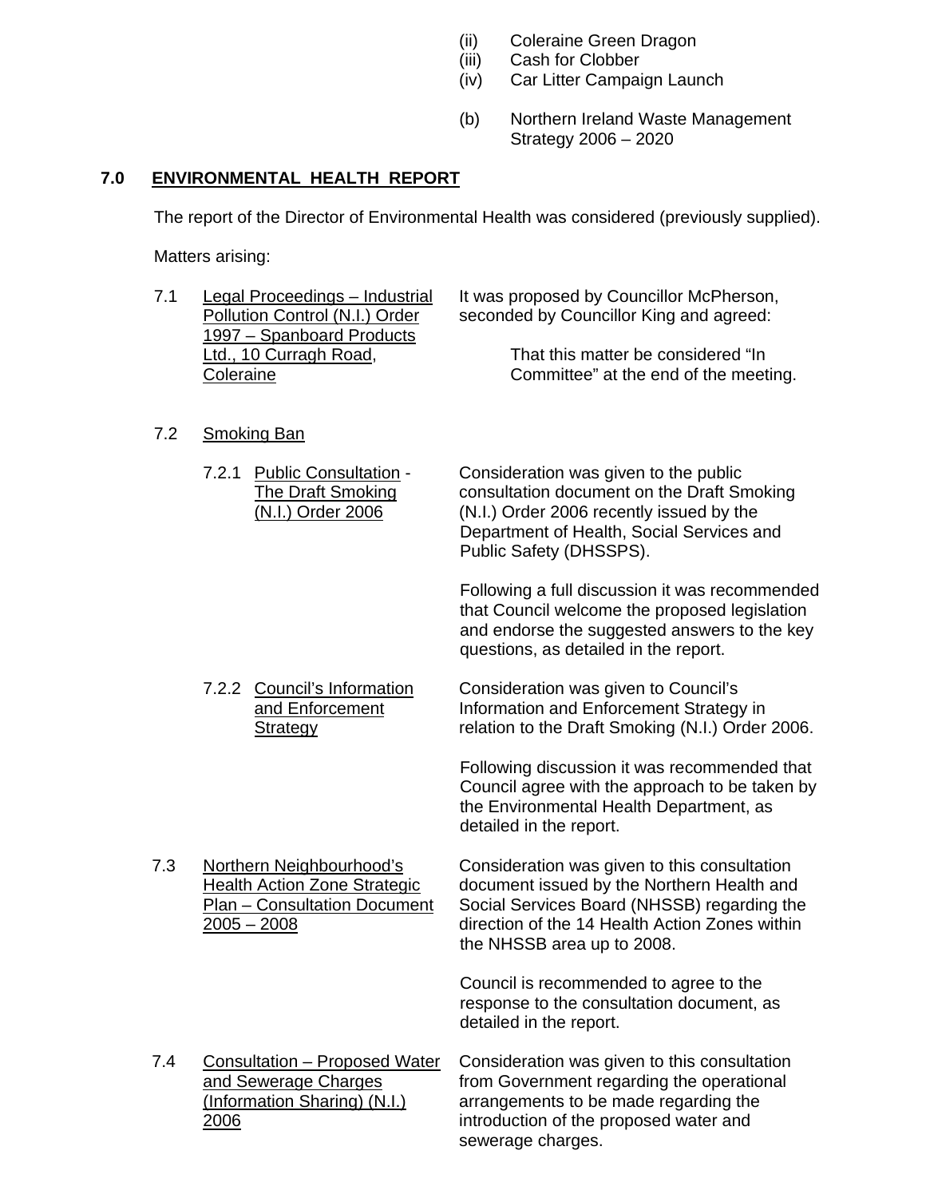- (ii) Coleraine Green Dragon
- (iii) Cash for Clobber
- (iv) Car Litter Campaign Launch

(b) Northern Ireland Waste Management Strategy 2006 – 2020

## 7.0 ENVIRONMENTAL HEALTH REPORT

The report of the Director of Environmental Health was considered (previously supplied).

Matters arising:

7.1 Legal Proceedings – Industrial Pollution Control (N.I.) Order 1997 – Spanboard Products Ltd., 10 Curragh Road, Coleraine

It was proposed by Councillor McPherson, seconded by Councillor King and agreed:

> That this matter be considered "In Committee" at the end of the meeting.

7.2 Smoking Ban

7.2.1 Public Consultation - The Draft Smoking (N.I.) Order 2006

Consideration was given to the public consultation document on the Draft Smoking (N.I.) Order 2006 recently issued by the Department of Health, Social Services and Public Safety (DHSSPS).

Following a full discussion it was recommended that Council welcome the proposed legislation and endorse the suggested answers to the key questions, as detailed in the report.

7.2.2 Council's Information and Enforcement Strategy

Consideration was given to Council's Information and Enforcement Strategy in relation to the Draft Smoking (N.I.) Order 2006.

Following discussion it was recommended that Council agree with the approach to be taken by the Environmental Health Department, as detailed in the report.

7.3 Northern Neighbourhood's Health Action Zone Strategic Plan – Consultation Document 2005 – 2008

Consideration was given to this consultation document issued by the Northern Health and Social Services Board (NHSSB) regarding the direction of the 14 Health Action Zones within the NHSSB area up to 2008.

Council is recommended to agree to the response to the consultation document, as detailed in the report.

7.4 Consultation – Proposed Water and Sewerage Charges (Information Sharing) (N.I.) 2006

Consideration was given to this consultation from Government regarding the operational arrangements to be made regarding the introduction of the proposed water and sewerage charges.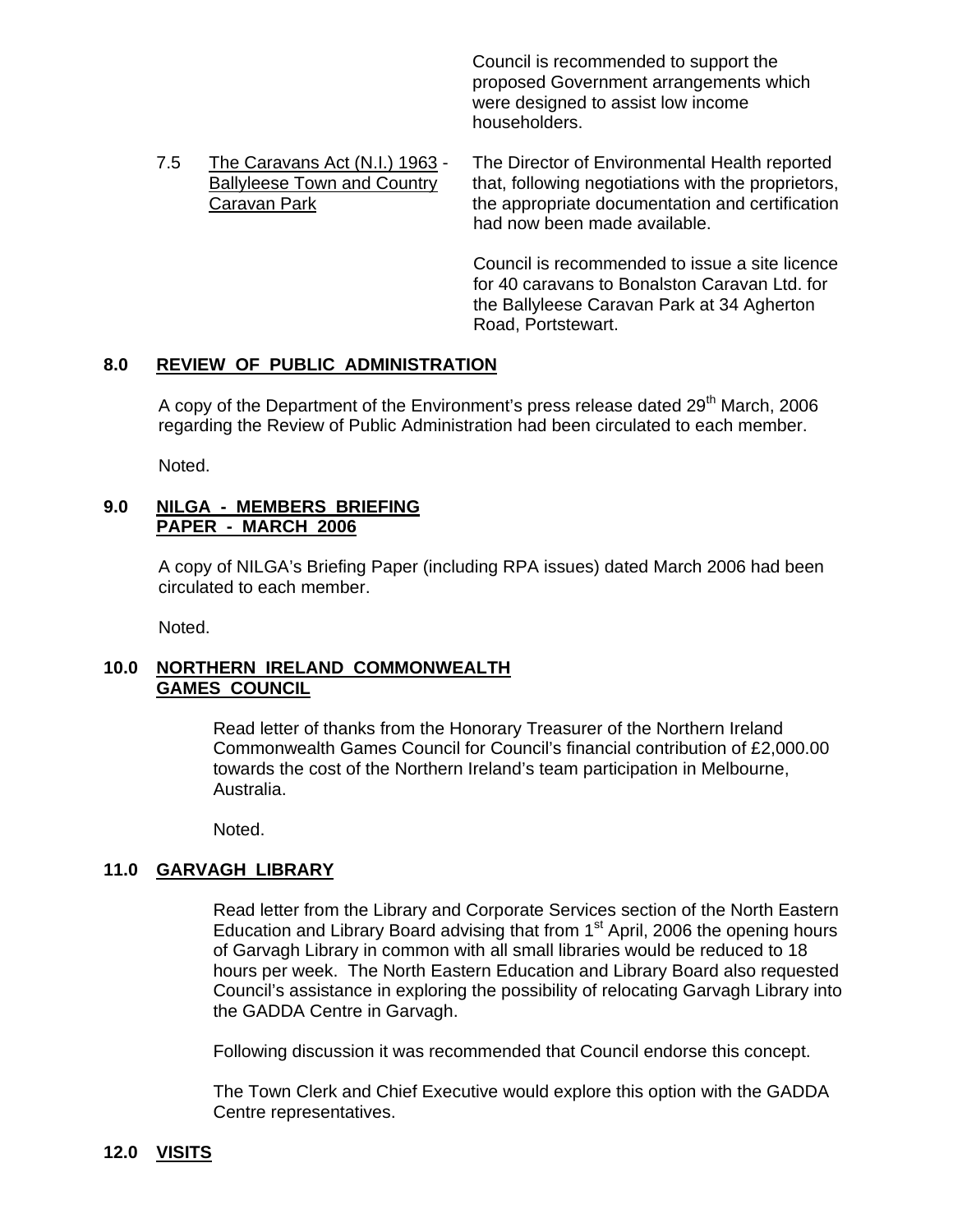Council is recommended to support the proposed Government arrangements which were designed to assist low income householders.

7.5 The Caravans Act (N.I.) 1963 - Ballyleese Town and Country Caravan Park

The Director of Environmental Health reported that, following negotiations with the proprietors, the appropriate documentation and certification had now been made available.

Council is recommended to issue a site licence for 40 caravans to Bonalston Caravan Ltd. for the Ballyleese Caravan Park at 34 Agherton Road, Portstewart.

## 8.0 REVIEW OF PUBLIC ADMINISTRATION

A copy of the Department of the Environment's press release dated 29th March, 2006 regarding the Review of Public Administration had been circulated to each member.

Noted.

## 9.0 NILGA - MEMBERS BRIEFING PAPER - MARCH 2006

A copy of NILGA's Briefing Paper (including RPA issues) dated March 2006 had been circulated to each member.

Noted.

## 10.0 NORTHERN IRELAND COMMONWEALTH GAMES COUNCIL

Read letter of thanks from the Honorary Treasurer of the Northern Ireland Commonwealth Games Council for Council's financial contribution of £2,000.00 towards the cost of the Northern Ireland's team participation in Melbourne, Australia.

Noted.

## 11.0 GARVAGH LIBRARY

Read letter from the Library and Corporate Services section of the North Eastern Education and Library Board advising that from 1st April, 2006 the opening hours of Garvagh Library in common with all small libraries would be reduced to 18 hours per week. The North Eastern Education and Library Board also requested Council's assistance in exploring the possibility of relocating Garvagh Library into the GADDA Centre in Garvagh.

Following discussion it was recommended that Council endorse this concept.

The Town Clerk and Chief Executive would explore this option with the GADDA Centre representatives.

## 12.0 VISITS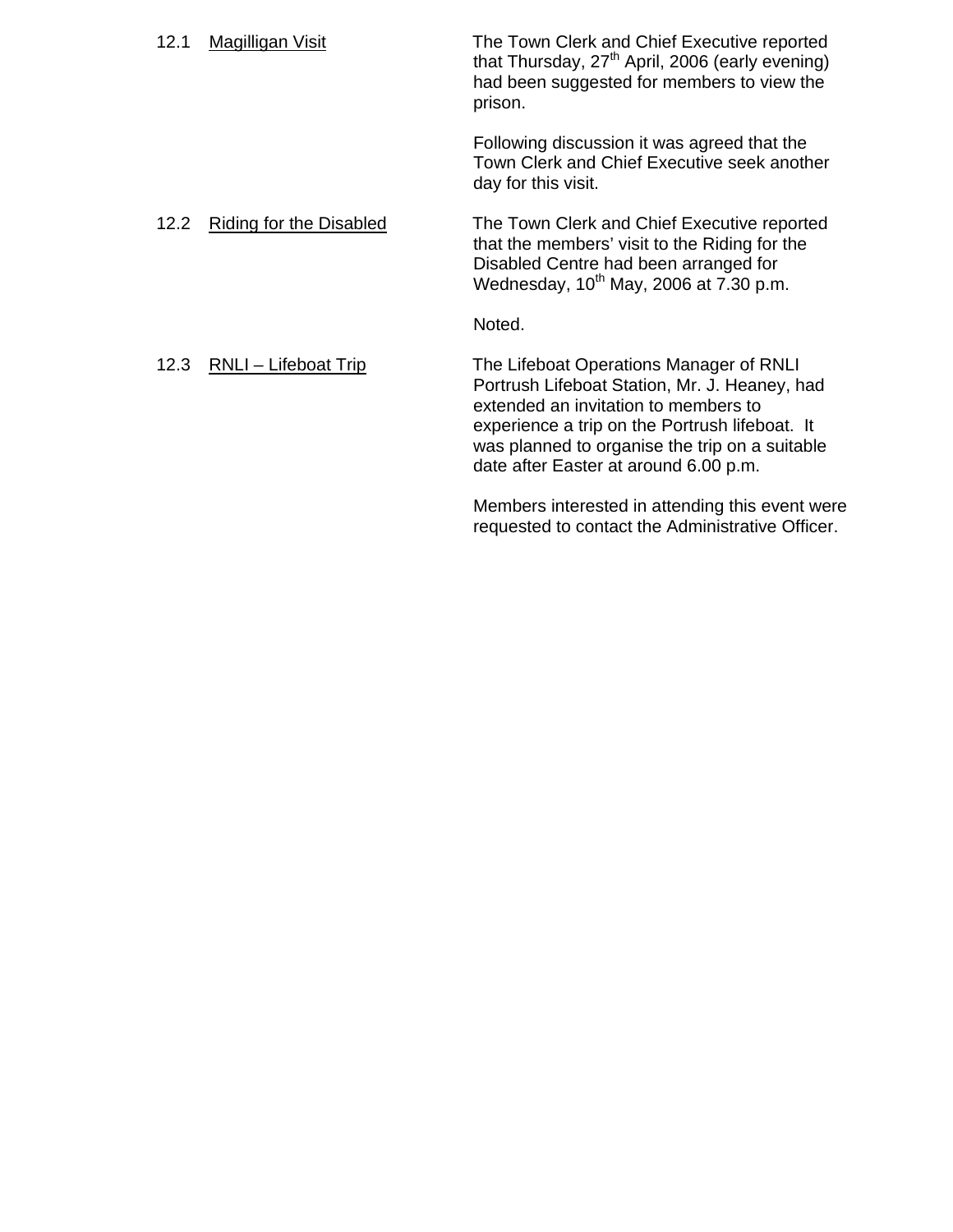12.1 Magilligan Visit

The Town Clerk and Chief Executive reported that Thursday, 27th April, 2006 (early evening) had been suggested for members to view the prison.

Following discussion it was agreed that the Town Clerk and Chief Executive seek another day for this visit.

12.2 Riding for the Disabled

The Town Clerk and Chief Executive reported that the members' visit to the Riding for the Disabled Centre had been arranged for Wednesday, 10th May, 2006 at 7.30 p.m.

Noted.

12.3 RNLI – Lifeboat Trip

The Lifeboat Operations Manager of RNLI Portrush Lifeboat Station, Mr. J. Heaney, had extended an invitation to members to experience a trip on the Portrush lifeboat. It was planned to organise the trip on a suitable date after Easter at around 6.00 p.m.

Members interested in attending this event were requested to contact the Administrative Officer.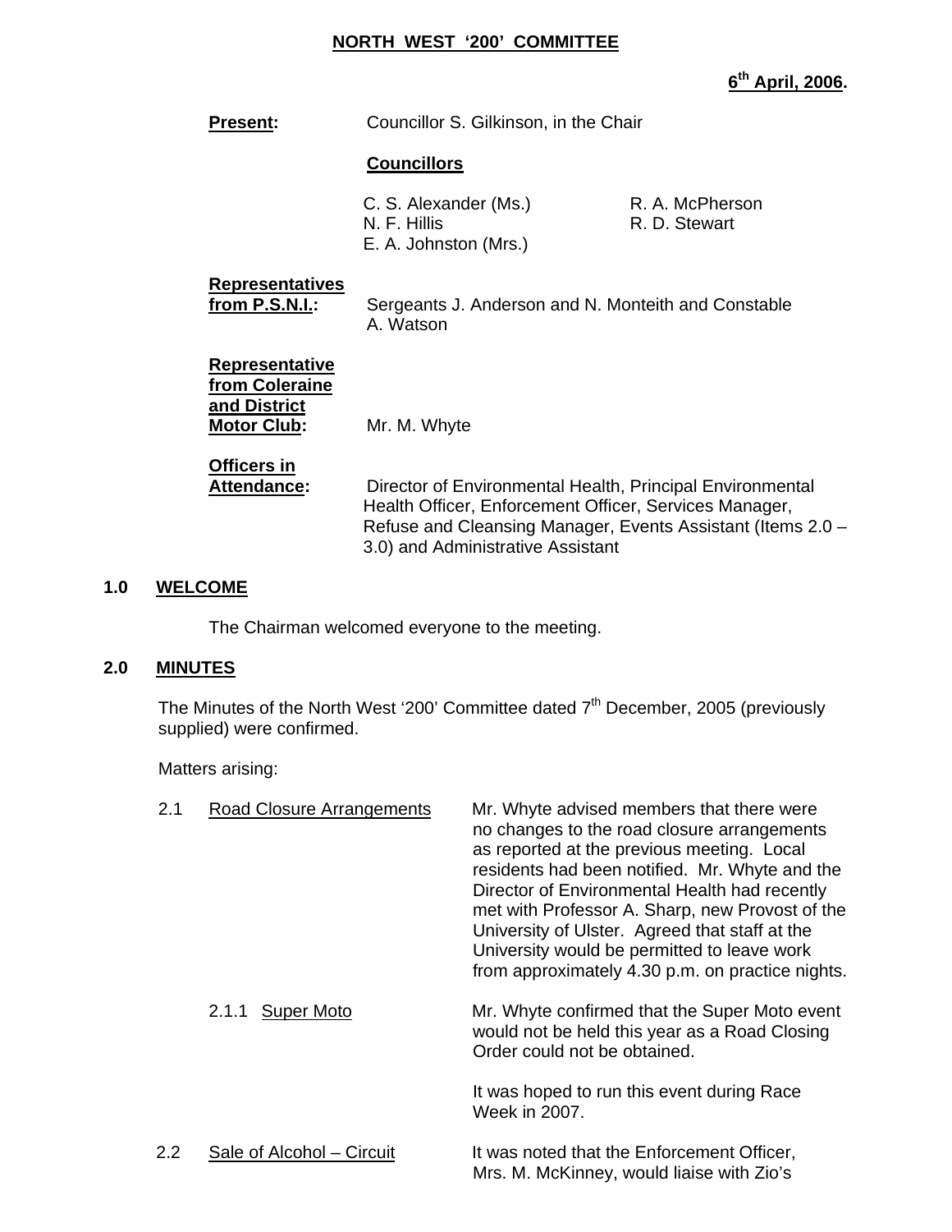**NORTH WEST '200' COMMITTEE**

**6th April, 2006.**

**Present:** Councillor S. Gilkinson, in the Chair

**Councillors**

C. S. Alexander (Ms.)
N. F. Hillis
E. A. Johnston (Mrs.)
R. A. McPherson
R. D. Stewart

**Representatives from P.S.N.I.:** Sergeants J. Anderson and N. Monteith and Constable A. Watson

**Representative from Coleraine and District Motor Club:** Mr. M. Whyte

**Officers in Attendance:** Director of Environmental Health, Principal Environmental Health Officer, Enforcement Officer, Services Manager, Refuse and Cleansing Manager, Events Assistant (Items 2.0 – 3.0) and Administrative Assistant

## 1.0 WELCOME

The Chairman welcomed everyone to the meeting.

## 2.0 MINUTES

The Minutes of the North West '200' Committee dated 7th December, 2005 (previously supplied) were confirmed.

Matters arising:

2.1 Road Closure Arrangements

Mr. Whyte advised members that there were no changes to the road closure arrangements as reported at the previous meeting. Local residents had been notified. Mr. Whyte and the Director of Environmental Health had recently met with Professor A. Sharp, new Provost of the University of Ulster. Agreed that staff at the University would be permitted to leave work from approximately 4.30 p.m. on practice nights.

2.1.1 Super Moto

Mr. Whyte confirmed that the Super Moto event would not be held this year as a Road Closing Order could not be obtained.

It was hoped to run this event during Race Week in 2007.

2.2 Sale of Alcohol – Circuit

It was noted that the Enforcement Officer, Mrs. M. McKinney, would liaise with Zio's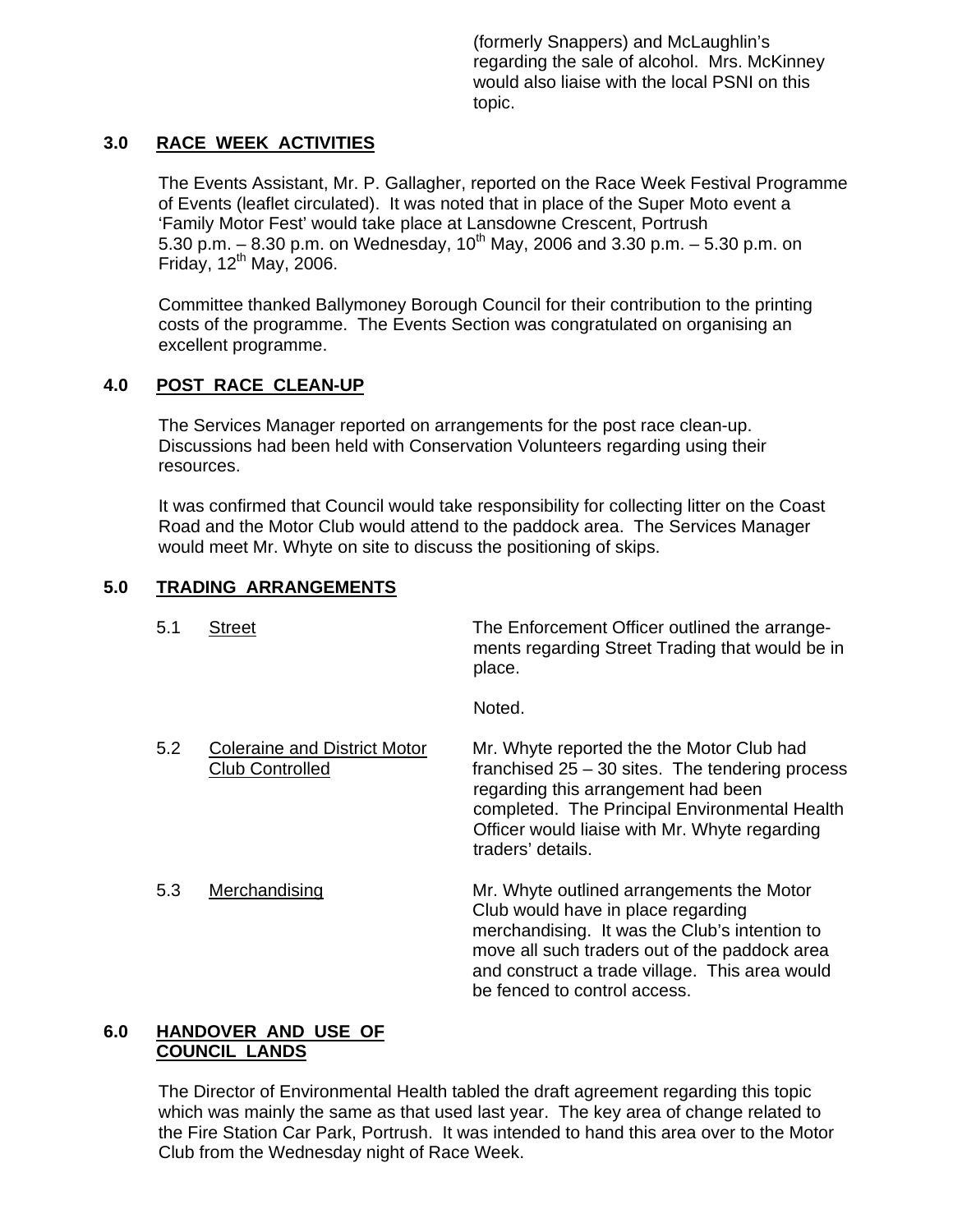(formerly Snappers) and McLaughlin's regarding the sale of alcohol. Mrs. McKinney would also liaise with the local PSNI on this topic.

## 3.0 RACE WEEK ACTIVITIES

The Events Assistant, Mr. P. Gallagher, reported on the Race Week Festival Programme of Events (leaflet circulated). It was noted that in place of the Super Moto event a 'Family Motor Fest' would take place at Lansdowne Crescent, Portrush 5.30 p.m. – 8.30 p.m. on Wednesday, 10th May, 2006 and 3.30 p.m. – 5.30 p.m. on Friday, 12th May, 2006.

Committee thanked Ballymoney Borough Council for their contribution to the printing costs of the programme. The Events Section was congratulated on organising an excellent programme.

## 4.0 POST RACE CLEAN-UP

The Services Manager reported on arrangements for the post race clean-up. Discussions had been held with Conservation Volunteers regarding using their resources.

It was confirmed that Council would take responsibility for collecting litter on the Coast Road and the Motor Club would attend to the paddock area. The Services Manager would meet Mr. Whyte on site to discuss the positioning of skips.

## 5.0 TRADING ARRANGEMENTS

5.1 Street

The Enforcement Officer outlined the arrangements regarding Street Trading that would be in place.

Noted.

5.2 Coleraine and District Motor Club Controlled

Mr. Whyte reported the the Motor Club had franchised 25 – 30 sites. The tendering process regarding this arrangement had been completed. The Principal Environmental Health Officer would liaise with Mr. Whyte regarding traders' details.

5.3 Merchandising

Mr. Whyte outlined arrangements the Motor Club would have in place regarding merchandising. It was the Club's intention to move all such traders out of the paddock area and construct a trade village. This area would be fenced to control access.

## 6.0 HANDOVER AND USE OF COUNCIL LANDS

The Director of Environmental Health tabled the draft agreement regarding this topic which was mainly the same as that used last year. The key area of change related to the Fire Station Car Park, Portrush. It was intended to hand this area over to the Motor Club from the Wednesday night of Race Week.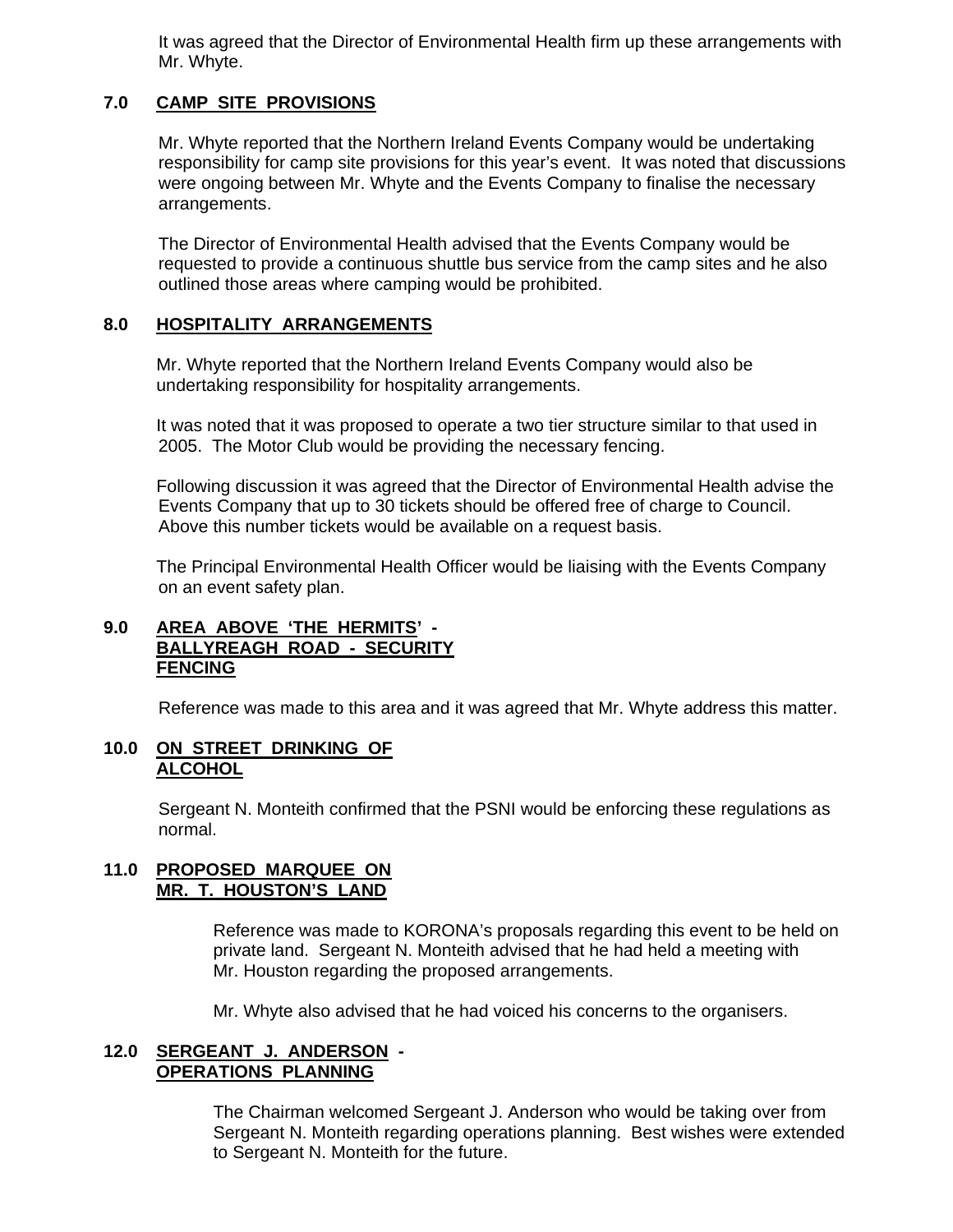It was agreed that the Director of Environmental Health firm up these arrangements with Mr. Whyte.

## 7.0 CAMP SITE PROVISIONS

Mr. Whyte reported that the Northern Ireland Events Company would be undertaking responsibility for camp site provisions for this year's event. It was noted that discussions were ongoing between Mr. Whyte and the Events Company to finalise the necessary arrangements.

The Director of Environmental Health advised that the Events Company would be requested to provide a continuous shuttle bus service from the camp sites and he also outlined those areas where camping would be prohibited.

## 8.0 HOSPITALITY ARRANGEMENTS

Mr. Whyte reported that the Northern Ireland Events Company would also be undertaking responsibility for hospitality arrangements.

It was noted that it was proposed to operate a two tier structure similar to that used in 2005. The Motor Club would be providing the necessary fencing.

Following discussion it was agreed that the Director of Environmental Health advise the Events Company that up to 30 tickets should be offered free of charge to Council. Above this number tickets would be available on a request basis.

The Principal Environmental Health Officer would be liaising with the Events Company on an event safety plan.

## 9.0 AREA ABOVE 'THE HERMITS' - BALLYREAGH ROAD - SECURITY FENCING

Reference was made to this area and it was agreed that Mr. Whyte address this matter.

## 10.0 ON STREET DRINKING OF ALCOHOL

Sergeant N. Monteith confirmed that the PSNI would be enforcing these regulations as normal.

## 11.0 PROPOSED MARQUEE ON MR. T. HOUSTON'S LAND

Reference was made to KORONA's proposals regarding this event to be held on private land. Sergeant N. Monteith advised that he had held a meeting with Mr. Houston regarding the proposed arrangements.

Mr. Whyte also advised that he had voiced his concerns to the organisers.

## 12.0 SERGEANT J. ANDERSON - OPERATIONS PLANNING

The Chairman welcomed Sergeant J. Anderson who would be taking over from Sergeant N. Monteith regarding operations planning. Best wishes were extended to Sergeant N. Monteith for the future.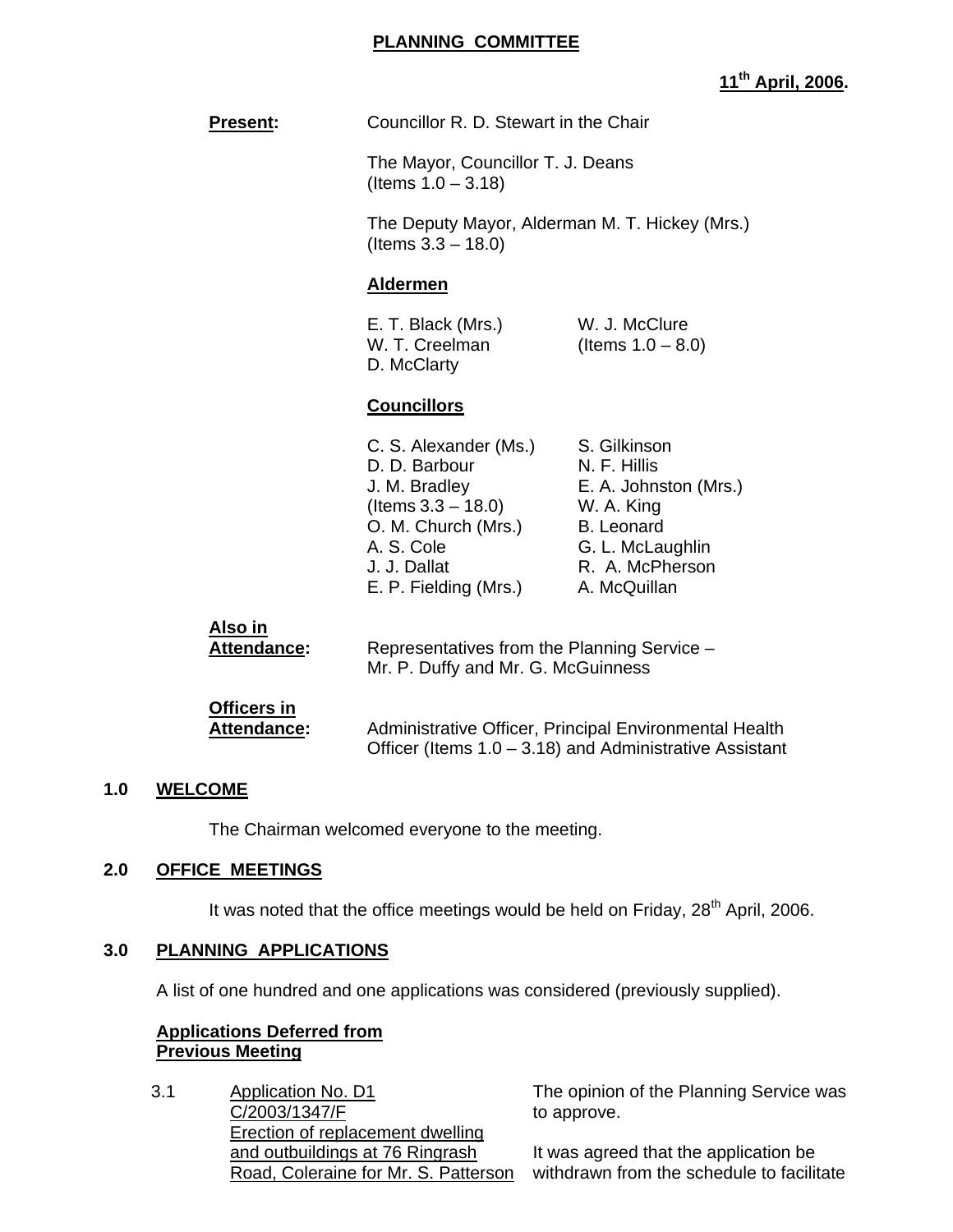# PLANNING COMMITTEE

**11th April, 2006.**

**Present:** Councillor R. D. Stewart in the Chair

The Mayor, Councillor T. J. Deans (Items 1.0 – 3.18)

The Deputy Mayor, Alderman M. T. Hickey (Mrs.) (Items 3.3 – 18.0)

**Aldermen**

E. T. Black (Mrs.)
W. T. Creelman
D. McClarty
W. J. McClure (Items 1.0 – 8.0)

**Councillors**

C. S. Alexander (Ms.)
D. D. Barbour
J. M. Bradley (Items 3.3 – 18.0)
O. M. Church (Mrs.)
A. S. Cole
J. J. Dallat
E. P. Fielding (Mrs.)
S. Gilkinson
N. F. Hillis
E. A. Johnston (Mrs.)
W. A. King
B. Leonard
G. L. McLaughlin
R. A. McPherson
A. McQuillan

**Also in Attendance:** Representatives from the Planning Service – Mr. P. Duffy and Mr. G. McGuinness

**Officers in Attendance:** Administrative Officer, Principal Environmental Health Officer (Items 1.0 – 3.18) and Administrative Assistant

## 1.0 WELCOME

The Chairman welcomed everyone to the meeting.

## 2.0 OFFICE MEETINGS

It was noted that the office meetings would be held on Friday, 28th April, 2006.

## 3.0 PLANNING APPLICATIONS

A list of one hundred and one applications was considered (previously supplied).

**Applications Deferred from Previous Meeting**

3.1 Application No. D1 C/2003/1347/F Erection of replacement dwelling and outbuildings at 76 Ringrash Road, Coleraine for Mr. S. Patterson

The opinion of the Planning Service was to approve.

It was agreed that the application be withdrawn from the schedule to facilitate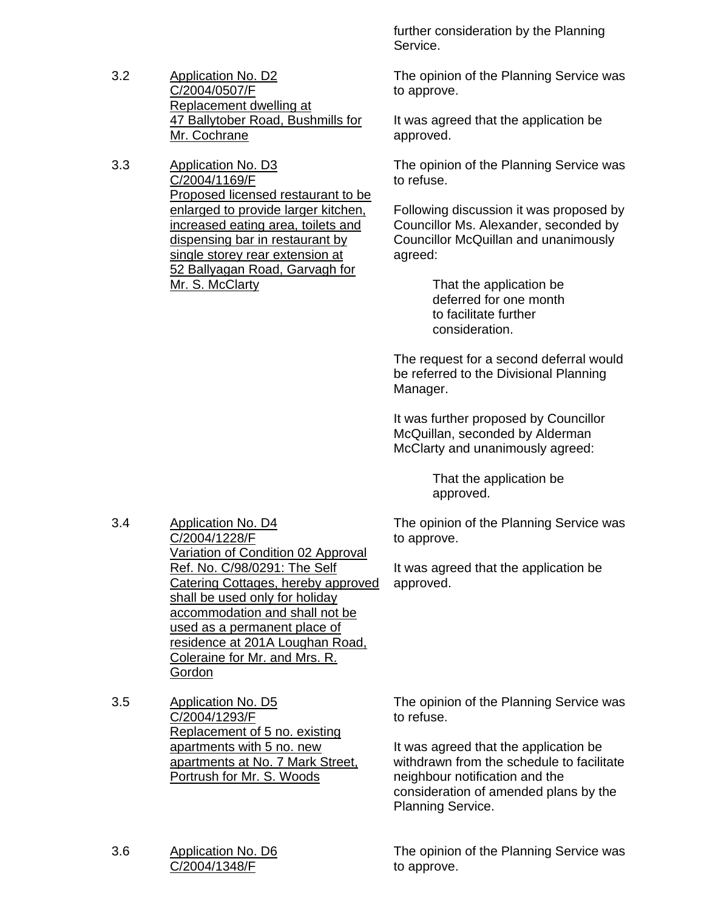further consideration by the Planning Service.

3.2 Application No. D2
C/2004/0507/F
Replacement dwelling at 47 Ballytober Road, Bushmills for Mr. Cochrane

The opinion of the Planning Service was to approve.

It was agreed that the application be approved.

3.3 Application No. D3
C/2004/1169/F
Proposed licensed restaurant to be enlarged to provide larger kitchen, increased eating area, toilets and dispensing bar in restaurant by single storey rear extension at 52 Ballyagan Road, Garvagh for Mr. S. McClarty

The opinion of the Planning Service was to refuse.

Following discussion it was proposed by Councillor Ms. Alexander, seconded by Councillor McQuillan and unanimously agreed:

> That the application be deferred for one month to facilitate further consideration.

The request for a second deferral would be referred to the Divisional Planning Manager.

It was further proposed by Councillor McQuillan, seconded by Alderman McClarty and unanimously agreed:

> That the application be approved.

3.4 Application No. D4
C/2004/1228/F
Variation of Condition 02 Approval Ref. No. C/98/0291: The Self Catering Cottages, hereby approved shall be used only for holiday accommodation and shall not be used as a permanent place of residence at 201A Loughan Road, Coleraine for Mr. and Mrs. R. Gordon

The opinion of the Planning Service was to approve.

It was agreed that the application be approved.

3.5 Application No. D5
C/2004/1293/F
Replacement of 5 no. existing apartments with 5 no. new apartments at No. 7 Mark Street, Portrush for Mr. S. Woods

The opinion of the Planning Service was to refuse.

It was agreed that the application be withdrawn from the schedule to facilitate neighbour notification and the consideration of amended plans by the Planning Service.

3.6 Application No. D6
C/2004/1348/F

The opinion of the Planning Service was to approve.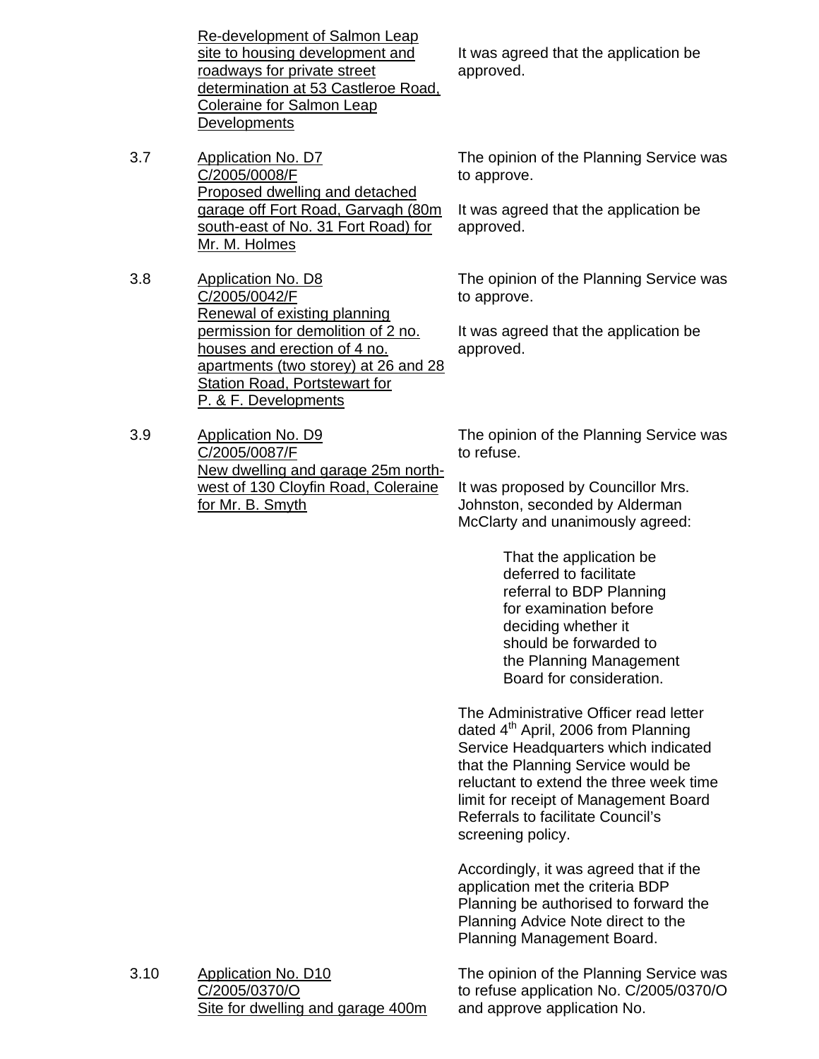| | | |
|---|---|---|
| | Re-development of Salmon Leap site to housing development and roadways for private street determination at 53 Castleroe Road, Coleraine for Salmon Leap Developments | It was agreed that the application be approved. |
| 3.7 | Application No. D7<br>C/2005/0008/F<br>Proposed dwelling and detached garage off Fort Road, Garvagh (80m south-east of No. 31 Fort Road) for Mr. M. Holmes | The opinion of the Planning Service was to approve.<br><br>It was agreed that the application be approved. |
| 3.8 | Application No. D8<br>C/2005/0042/F<br>Renewal of existing planning permission for demolition of 2 no. houses and erection of 4 no. apartments (two storey) at 26 and 28 Station Road, Portstewart for P. & F. Developments | The opinion of the Planning Service was to approve.<br><br>It was agreed that the application be approved. |
| 3.9 | Application No. D9<br>C/2005/0087/F<br>New dwelling and garage 25m north-west of 130 Cloyfin Road, Coleraine for Mr. B. Smyth | The opinion of the Planning Service was to refuse.<br><br>It was proposed by Councillor Mrs. Johnston, seconded by Alderman McClarty and unanimously agreed:<br><br>That the application be deferred to facilitate referral to BDP Planning for examination before deciding whether it should be forwarded to the Planning Management Board for consideration.<br><br>The Administrative Officer read letter dated 4th April, 2006 from Planning Service Headquarters which indicated that the Planning Service would be reluctant to extend the three week time limit for receipt of Management Board Referrals to facilitate Council's screening policy.<br><br>Accordingly, it was agreed that if the application met the criteria BDP Planning be authorised to forward the Planning Advice Note direct to the Planning Management Board. |
| 3.10 | Application No. D10<br>C/2005/0370/O<br>Site for dwelling and garage 400m | The opinion of the Planning Service was to refuse application No. C/2005/0370/O and approve application No. |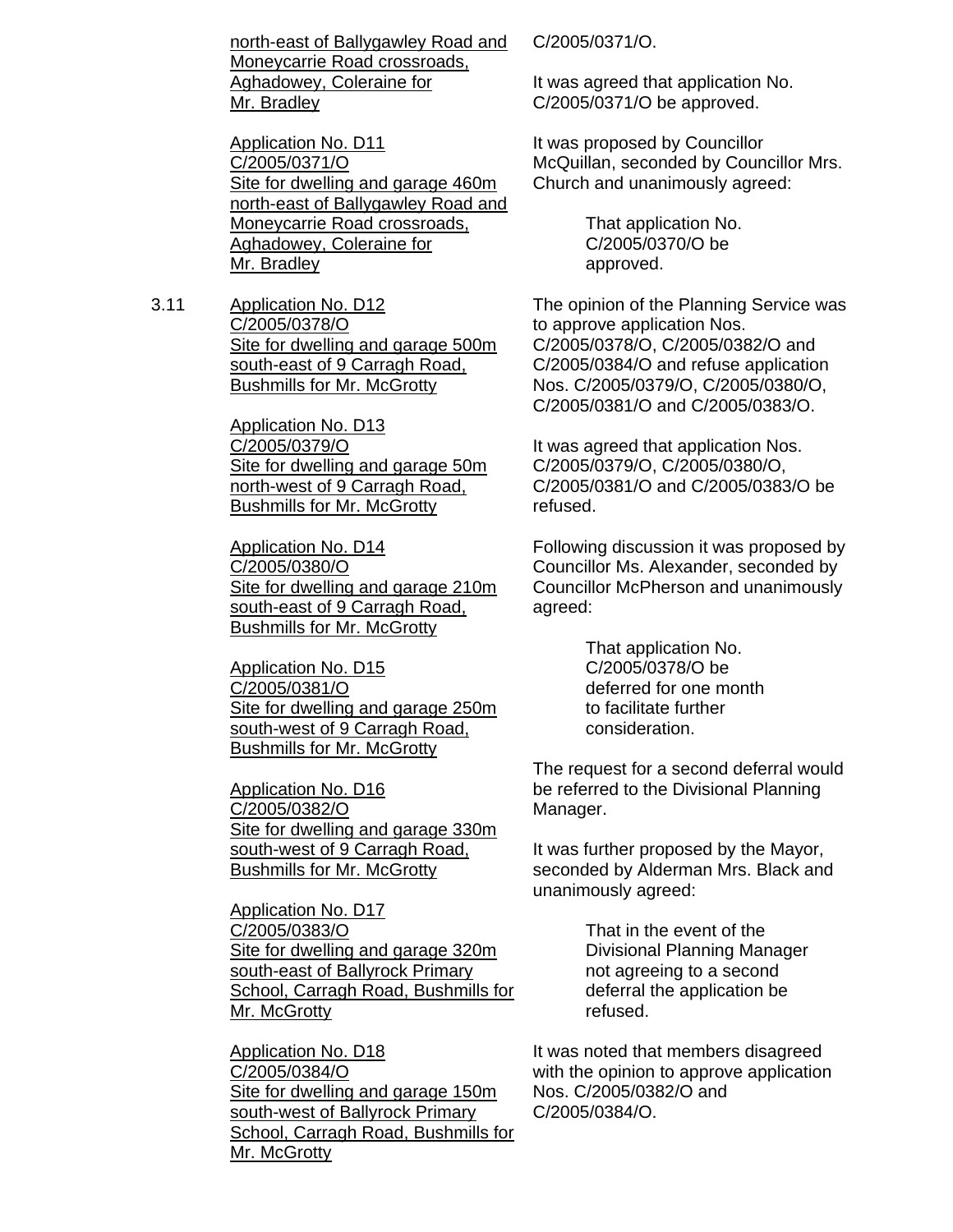north-east of Ballygawley Road and Moneycarrie Road crossroads, Aghadowey, Coleraine for Mr. Bradley

Application No. D11
C/2005/0371/O
Site for dwelling and garage 460m north-east of Ballygawley Road and Moneycarrie Road crossroads, Aghadowey, Coleraine for Mr. Bradley

C/2005/0371/O.

It was agreed that application No. C/2005/0371/O be approved.

It was proposed by Councillor McQuillan, seconded by Councillor Mrs. Church and unanimously agreed:

> That application No. C/2005/0370/O be approved.

3.11 Application No. D12
C/2005/0378/O
Site for dwelling and garage 500m south-east of 9 Carragh Road, Bushmills for Mr. McGrotty

Application No. D13
C/2005/0379/O
Site for dwelling and garage 50m north-west of 9 Carragh Road, Bushmills for Mr. McGrotty

Application No. D14
C/2005/0380/O
Site for dwelling and garage 210m south-east of 9 Carragh Road, Bushmills for Mr. McGrotty

Application No. D15
C/2005/0381/O
Site for dwelling and garage 250m south-west of 9 Carragh Road, Bushmills for Mr. McGrotty

Application No. D16
C/2005/0382/O
Site for dwelling and garage 330m south-west of 9 Carragh Road, Bushmills for Mr. McGrotty

Application No. D17
C/2005/0383/O
Site for dwelling and garage 320m south-east of Ballyrock Primary School, Carragh Road, Bushmills for Mr. McGrotty

Application No. D18
C/2005/0384/O
Site for dwelling and garage 150m south-west of Ballyrock Primary School, Carragh Road, Bushmills for Mr. McGrotty

The opinion of the Planning Service was to approve application Nos. C/2005/0378/O, C/2005/0382/O and C/2005/0384/O and refuse application Nos. C/2005/0379/O, C/2005/0380/O, C/2005/0381/O and C/2005/0383/O.

It was agreed that application Nos. C/2005/0379/O, C/2005/0380/O, C/2005/0381/O and C/2005/0383/O be refused.

Following discussion it was proposed by Councillor Ms. Alexander, seconded by Councillor McPherson and unanimously agreed:

> That application No. C/2005/0378/O be deferred for one month to facilitate further consideration.

The request for a second deferral would be referred to the Divisional Planning Manager.

It was further proposed by the Mayor, seconded by Alderman Mrs. Black and unanimously agreed:

> That in the event of the Divisional Planning Manager not agreeing to a second deferral the application be refused.

It was noted that members disagreed with the opinion to approve application Nos. C/2005/0382/O and C/2005/0384/O.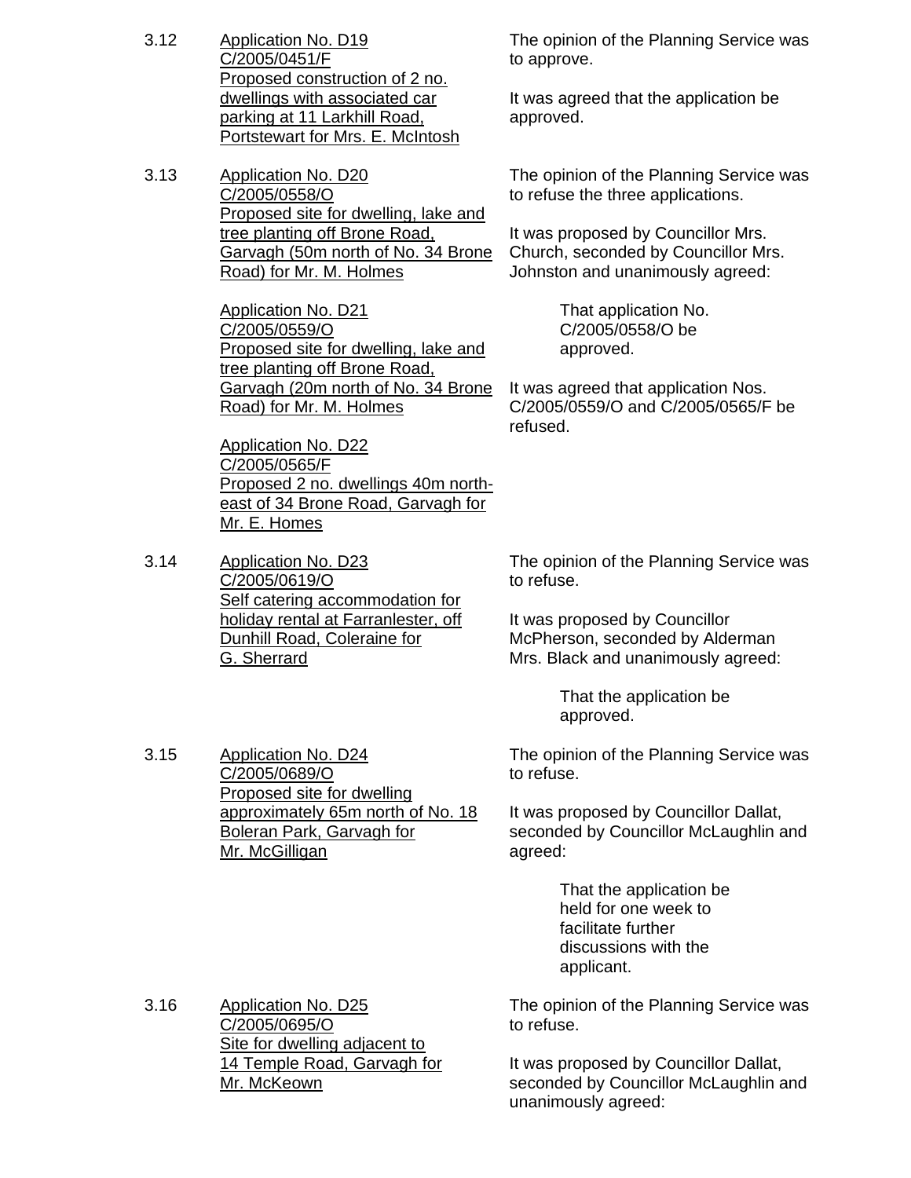3.12 <u>Application No. D19 C/2005/0451/F Proposed construction of 2 no. dwellings with associated car parking at 11 Larkhill Road, Portstewart for Mrs. E. McIntosh</u>

The opinion of the Planning Service was to approve.

It was agreed that the application be approved.

3.13 <u>Application No. D20 C/2005/0558/O Proposed site for dwelling, lake and tree planting off Brone Road, Garvagh (50m north of No. 34 Brone Road) for Mr. M. Holmes</u>

<u>Application No. D21 C/2005/0559/O Proposed site for dwelling, lake and tree planting off Brone Road, Garvagh (20m north of No. 34 Brone Road) for Mr. M. Holmes</u>

<u>Application No. D22 C/2005/0565/F Proposed 2 no. dwellings 40m north-east of 34 Brone Road, Garvagh for Mr. E. Homes</u>

The opinion of the Planning Service was to refuse the three applications.

It was proposed by Councillor Mrs. Church, seconded by Councillor Mrs. Johnston and unanimously agreed:

> That application No. C/2005/0558/O be approved.

It was agreed that application Nos. C/2005/0559/O and C/2005/0565/F be refused.

3.14 <u>Application No. D23 C/2005/0619/O Self catering accommodation for holiday rental at Farranlester, off Dunhill Road, Coleraine for G. Sherrard</u>

The opinion of the Planning Service was to refuse.

It was proposed by Councillor McPherson, seconded by Alderman Mrs. Black and unanimously agreed:

> That the application be approved.

3.15 <u>Application No. D24 C/2005/0689/O Proposed site for dwelling approximately 65m north of No. 18 Boleran Park, Garvagh for Mr. McGilligan</u>

The opinion of the Planning Service was to refuse.

It was proposed by Councillor Dallat, seconded by Councillor McLaughlin and agreed:

> That the application be held for one week to facilitate further discussions with the applicant.

3.16 <u>Application No. D25 C/2005/0695/O Site for dwelling adjacent to 14 Temple Road, Garvagh for Mr. McKeown</u>

The opinion of the Planning Service was to refuse.

It was proposed by Councillor Dallat, seconded by Councillor McLaughlin and unanimously agreed: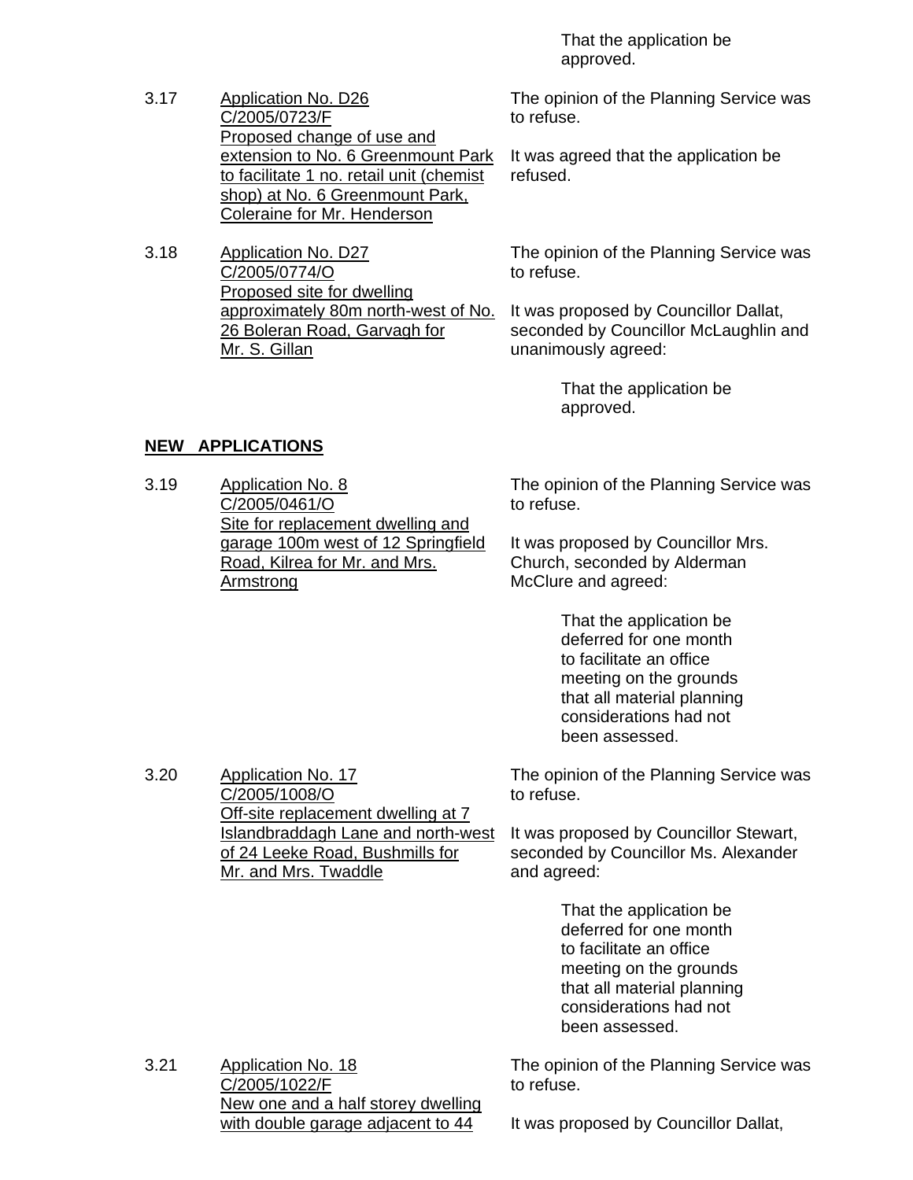That the application be approved.

3.17 Application No. D26
C/2005/0723/F
Proposed change of use and extension to No. 6 Greenmount Park to facilitate 1 no. retail unit (chemist shop) at No. 6 Greenmount Park, Coleraine for Mr. Henderson

The opinion of the Planning Service was to refuse.

It was agreed that the application be refused.

3.18 Application No. D27
C/2005/0774/O
Proposed site for dwelling approximately 80m north-west of No. 26 Boleran Road, Garvagh for Mr. S. Gillan

The opinion of the Planning Service was to refuse.

It was proposed by Councillor Dallat, seconded by Councillor McLaughlin and unanimously agreed:

That the application be approved.

**NEW APPLICATIONS**

3.19 Application No. 8
C/2005/0461/O
Site for replacement dwelling and garage 100m west of 12 Springfield Road, Kilrea for Mr. and Mrs. Armstrong

The opinion of the Planning Service was to refuse.

It was proposed by Councillor Mrs. Church, seconded by Alderman McClure and agreed:

That the application be deferred for one month to facilitate an office meeting on the grounds that all material planning considerations had not been assessed.

3.20 Application No. 17
C/2005/1008/O
Off-site replacement dwelling at 7 Islandbraddagh Lane and north-west of 24 Leeke Road, Bushmills for Mr. and Mrs. Twaddle

The opinion of the Planning Service was to refuse.

It was proposed by Councillor Stewart, seconded by Councillor Ms. Alexander and agreed:

That the application be deferred for one month to facilitate an office meeting on the grounds that all material planning considerations had not been assessed.

3.21 Application No. 18
C/2005/1022/F
New one and a half storey dwelling with double garage adjacent to 44

The opinion of the Planning Service was to refuse.

It was proposed by Councillor Dallat,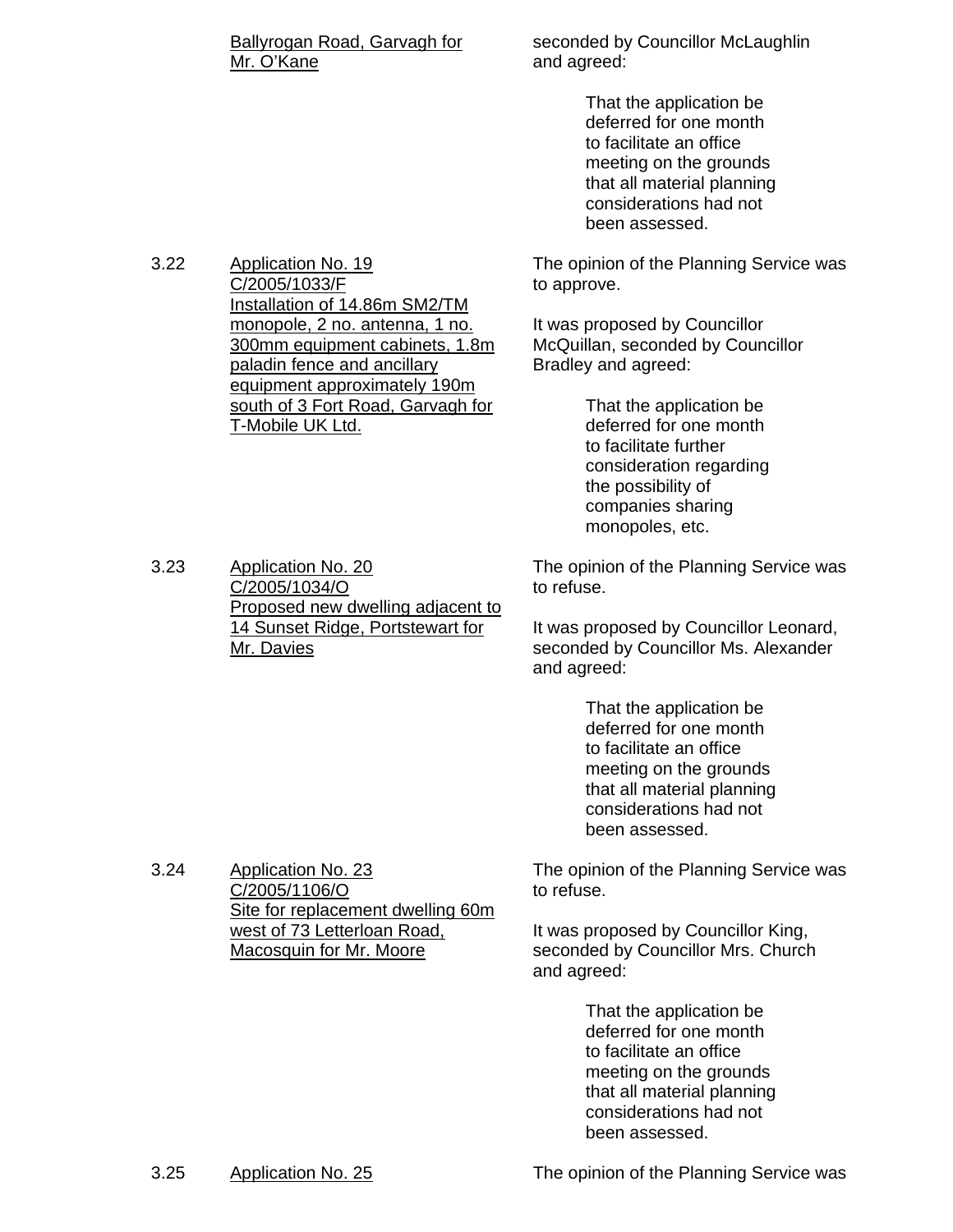Ballyrogan Road, Garvagh for Mr. O'Kane

seconded by Councillor McLaughlin and agreed:

> That the application be deferred for one month to facilitate an office meeting on the grounds that all material planning considerations had not been assessed.

3.22 Application No. 19 C/2005/1033/F Installation of 14.86m SM2/TM monopole, 2 no. antenna, 1 no. 300mm equipment cabinets, 1.8m paladin fence and ancillary equipment approximately 190m south of 3 Fort Road, Garvagh for T-Mobile UK Ltd.

The opinion of the Planning Service was to approve.

It was proposed by Councillor McQuillan, seconded by Councillor Bradley and agreed:

> That the application be deferred for one month to facilitate further consideration regarding the possibility of companies sharing monopoles, etc.

3.23 Application No. 20 C/2005/1034/O Proposed new dwelling adjacent to 14 Sunset Ridge, Portstewart for Mr. Davies

The opinion of the Planning Service was to refuse.

It was proposed by Councillor Leonard, seconded by Councillor Ms. Alexander and agreed:

> That the application be deferred for one month to facilitate an office meeting on the grounds that all material planning considerations had not been assessed.

3.24 Application No. 23 C/2005/1106/O Site for replacement dwelling 60m west of 73 Letterloan Road, Macosquin for Mr. Moore

The opinion of the Planning Service was to refuse.

It was proposed by Councillor King, seconded by Councillor Mrs. Church and agreed:

> That the application be deferred for one month to facilitate an office meeting on the grounds that all material planning considerations had not been assessed.

3.25 Application No. 25

The opinion of the Planning Service was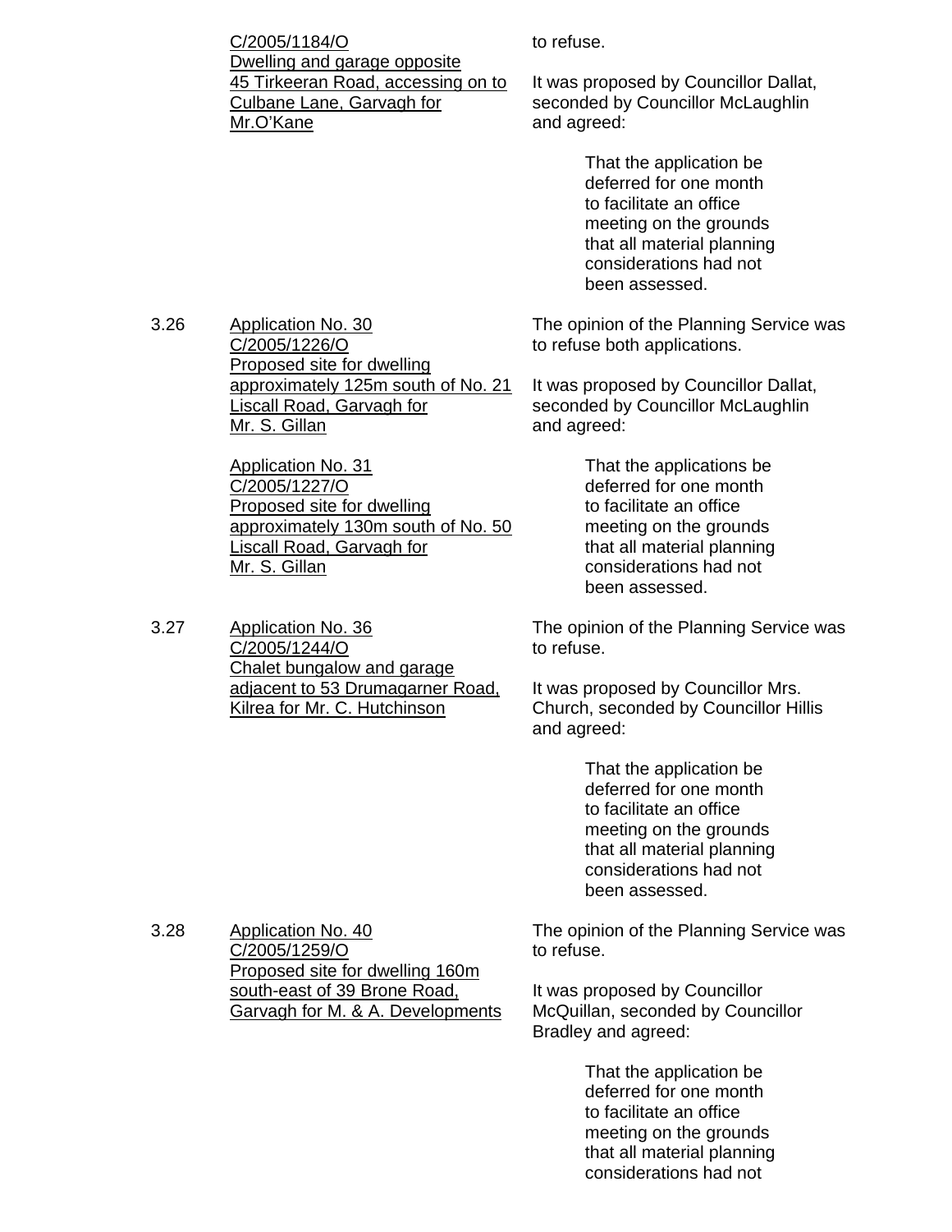| | C/2005/1184/O<br>Dwelling and garage opposite 45 Tirkeeran Road, accessing on to Culbane Lane, Garvagh for Mr.O'Kane | to refuse.<br><br>It was proposed by Councillor Dallat, seconded by Councillor McLaughlin and agreed:<br><br>That the application be deferred for one month to facilitate an office meeting on the grounds that all material planning considerations had not been assessed. |
|---|---|---|
| 3.26 | Application No. 30<br>C/2005/1226/O<br>Proposed site for dwelling approximately 125m south of No. 21 Liscall Road, Garvagh for Mr. S. Gillan<br><br>Application No. 31<br>C/2005/1227/O<br>Proposed site for dwelling approximately 130m south of No. 50 Liscall Road, Garvagh for Mr. S. Gillan | The opinion of the Planning Service was to refuse both applications.<br><br>It was proposed by Councillor Dallat, seconded by Councillor McLaughlin and agreed:<br><br>That the applications be deferred for one month to facilitate an office meeting on the grounds that all material planning considerations had not been assessed. |
| 3.27 | Application No. 36<br>C/2005/1244/O<br>Chalet bungalow and garage adjacent to 53 Drumagarner Road, Kilrea for Mr. C. Hutchinson | The opinion of the Planning Service was to refuse.<br><br>It was proposed by Councillor Mrs. Church, seconded by Councillor Hillis and agreed:<br><br>That the application be deferred for one month to facilitate an office meeting on the grounds that all material planning considerations had not been assessed. |
| 3.28 | Application No. 40<br>C/2005/1259/O<br>Proposed site for dwelling 160m south-east of 39 Brone Road, Garvagh for M. & A. Developments | The opinion of the Planning Service was to refuse.<br><br>It was proposed by Councillor McQuillan, seconded by Councillor Bradley and agreed:<br><br>That the application be deferred for one month to facilitate an office meeting on the grounds that all material planning considerations had not |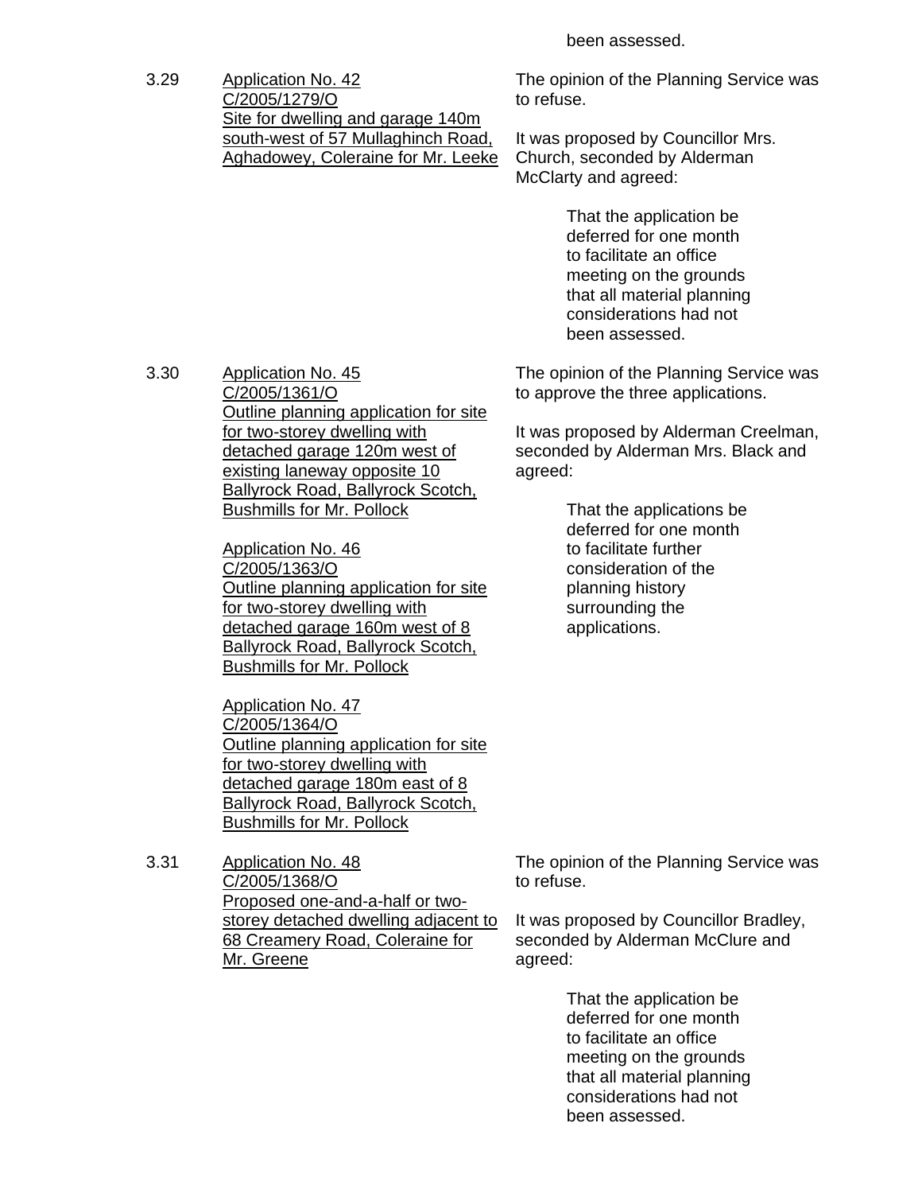been assessed.

3.29 Application No. 42
C/2005/1279/O
Site for dwelling and garage 140m south-west of 57 Mullaghinch Road, Aghadowey, Coleraine for Mr. Leeke

The opinion of the Planning Service was to refuse.

It was proposed by Councillor Mrs. Church, seconded by Alderman McClarty and agreed:

> That the application be deferred for one month to facilitate an office meeting on the grounds that all material planning considerations had not been assessed.

3.30 Application No. 45
C/2005/1361/O
Outline planning application for site for two-storey dwelling with detached garage 120m west of existing laneway opposite 10 Ballyrock Road, Ballyrock Scotch, Bushmills for Mr. Pollock

Application No. 46
C/2005/1363/O
Outline planning application for site for two-storey dwelling with detached garage 160m west of 8 Ballyrock Road, Ballyrock Scotch, Bushmills for Mr. Pollock

Application No. 47
C/2005/1364/O
Outline planning application for site for two-storey dwelling with detached garage 180m east of 8 Ballyrock Road, Ballyrock Scotch, Bushmills for Mr. Pollock

The opinion of the Planning Service was to approve the three applications.

It was proposed by Alderman Creelman, seconded by Alderman Mrs. Black and agreed:

> That the applications be deferred for one month to facilitate further consideration of the planning history surrounding the applications.

3.31 Application No. 48
C/2005/1368/O
Proposed one-and-a-half or two-storey detached dwelling adjacent to 68 Creamery Road, Coleraine for Mr. Greene

The opinion of the Planning Service was to refuse.

It was proposed by Councillor Bradley, seconded by Alderman McClure and agreed:

> That the application be deferred for one month to facilitate an office meeting on the grounds that all material planning considerations had not been assessed.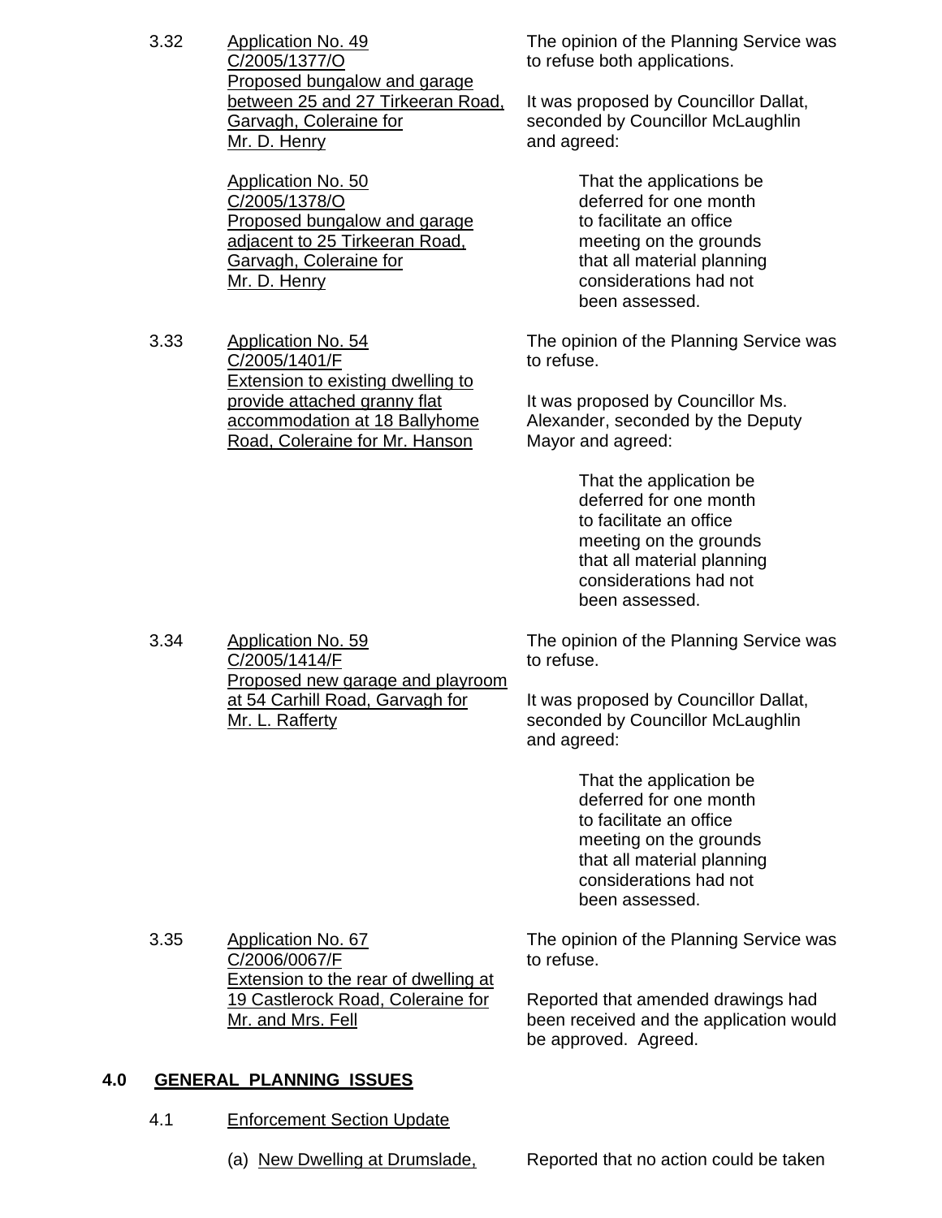3.32 Application No. 49
C/2005/1377/O
Proposed bungalow and garage between 25 and 27 Tirkeeran Road, Garvagh, Coleraine for Mr. D. Henry

Application No. 50
C/2005/1378/O
Proposed bungalow and garage adjacent to 25 Tirkeeran Road, Garvagh, Coleraine for Mr. D. Henry

The opinion of the Planning Service was to refuse both applications.

It was proposed by Councillor Dallat, seconded by Councillor McLaughlin and agreed:

> That the applications be deferred for one month to facilitate an office meeting on the grounds that all material planning considerations had not been assessed.

3.33 Application No. 54
C/2005/1401/F
Extension to existing dwelling to provide attached granny flat accommodation at 18 Ballyhome Road, Coleraine for Mr. Hanson

The opinion of the Planning Service was to refuse.

It was proposed by Councillor Ms. Alexander, seconded by the Deputy Mayor and agreed:

> That the application be deferred for one month to facilitate an office meeting on the grounds that all material planning considerations had not been assessed.

3.34 Application No. 59
C/2005/1414/F
Proposed new garage and playroom at 54 Carhill Road, Garvagh for Mr. L. Rafferty

The opinion of the Planning Service was to refuse.

It was proposed by Councillor Dallat, seconded by Councillor McLaughlin and agreed:

> That the application be deferred for one month to facilitate an office meeting on the grounds that all material planning considerations had not been assessed.

3.35 Application No. 67
C/2006/0067/F
Extension to the rear of dwelling at 19 Castlerock Road, Coleraine for Mr. and Mrs. Fell

The opinion of the Planning Service was to refuse.

Reported that amended drawings had been received and the application would be approved. Agreed.

## 4.0 GENERAL PLANNING ISSUES

4.1 Enforcement Section Update

(a) New Dwelling at Drumslade,

Reported that no action could be taken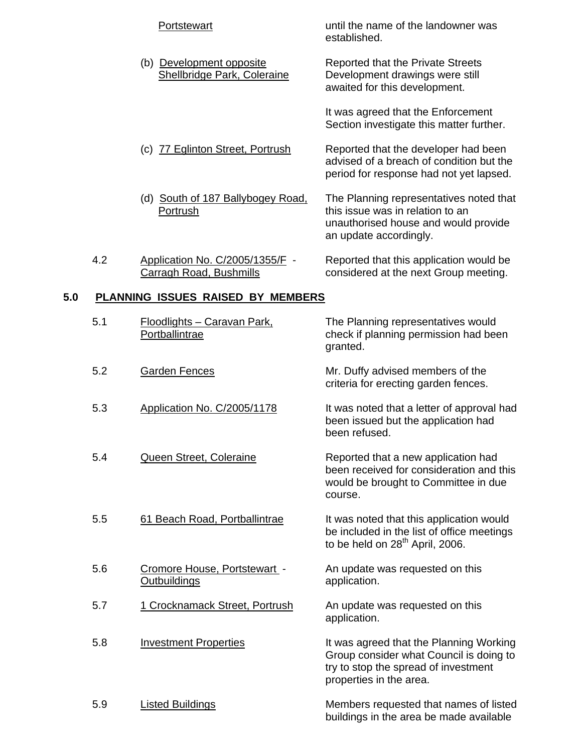| | | |
|---|---|---|
| | Portstewart | until the name of the landowner was established. |
| | (b) Development opposite Shellbridge Park, Coleraine | Reported that the Private Streets Development drawings were still awaited for this development.<br><br>It was agreed that the Enforcement Section investigate this matter further. |
| | (c) 77 Eglinton Street, Portrush | Reported that the developer had been advised of a breach of condition but the period for response had not yet lapsed. |
| | (d) South of 187 Ballybogey Road, Portrush | The Planning representatives noted that this issue was in relation to an unauthorised house and would provide an update accordingly. |
| 4.2 | Application No. C/2005/1355/F - Carragh Road, Bushmills | Reported that this application would be considered at the next Group meeting. |

## 5.0 PLANNING ISSUES RAISED BY MEMBERS

| | | |
|---|---|---|
| 5.1 | Floodlights – Caravan Park, Portballintrae | The Planning representatives would check if planning permission had been granted. |
| 5.2 | Garden Fences | Mr. Duffy advised members of the criteria for erecting garden fences. |
| 5.3 | Application No. C/2005/1178 | It was noted that a letter of approval had been issued but the application had been refused. |
| 5.4 | Queen Street, Coleraine | Reported that a new application had been received for consideration and this would be brought to Committee in due course. |
| 5.5 | 61 Beach Road, Portballintrae | It was noted that this application would be included in the list of office meetings to be held on 28th April, 2006. |
| 5.6 | Cromore House, Portstewart - Outbuildings | An update was requested on this application. |
| 5.7 | 1 Crocknamack Street, Portrush | An update was requested on this application. |
| 5.8 | Investment Properties | It was agreed that the Planning Working Group consider what Council is doing to try to stop the spread of investment properties in the area. |
| 5.9 | Listed Buildings | Members requested that names of listed buildings in the area be made available |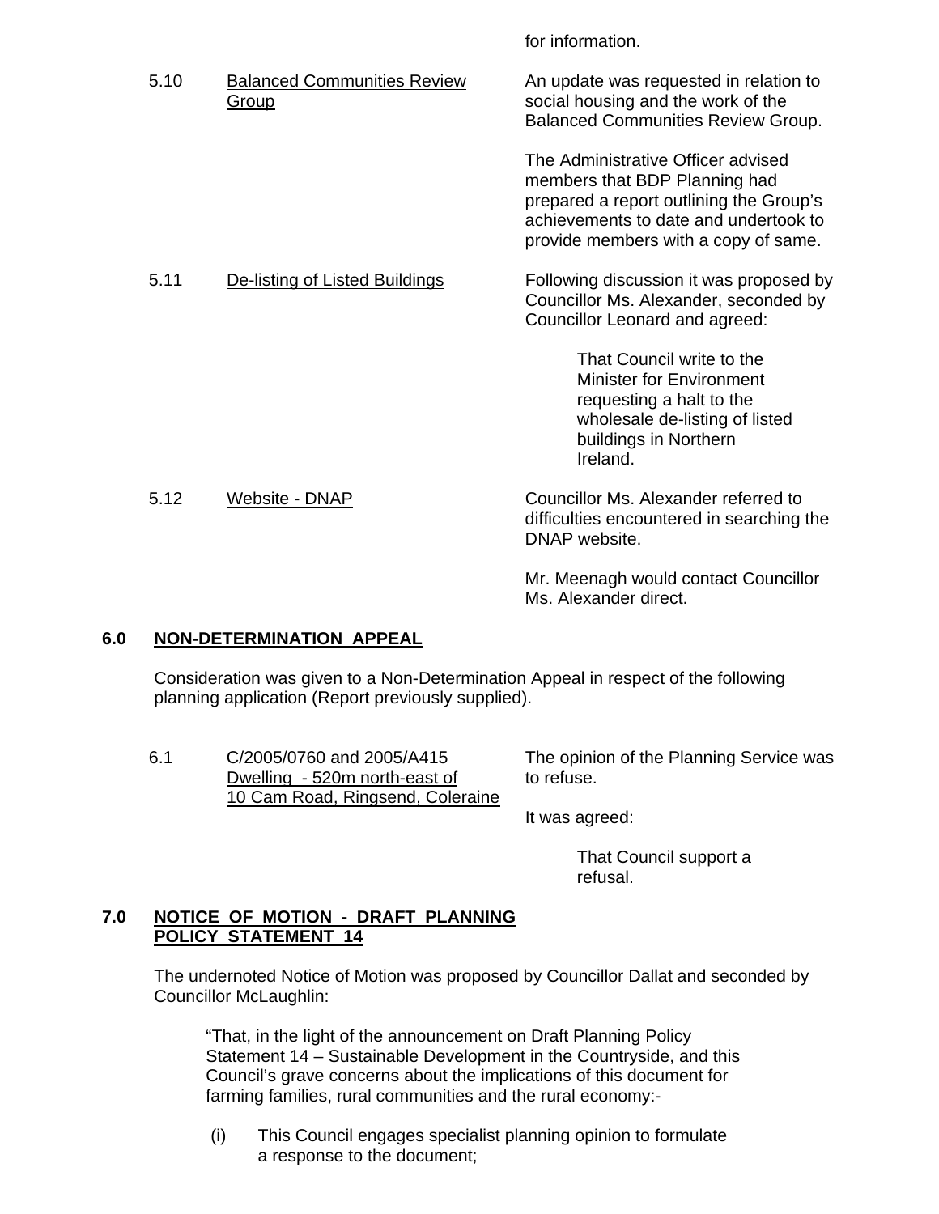for information.

| | | |
|---|---|---|
| 5.10 | <u>Balanced Communities Review Group</u> | An update was requested in relation to social housing and the work of the Balanced Communities Review Group.<br><br>The Administrative Officer advised members that BDP Planning had prepared a report outlining the Group's achievements to date and undertook to provide members with a copy of same. |
| 5.11 | <u>De-listing of Listed Buildings</u> | Following discussion it was proposed by Councillor Ms. Alexander, seconded by Councillor Leonard and agreed:<br><br>That Council write to the Minister for Environment requesting a halt to the wholesale de-listing of listed buildings in Northern Ireland. |
| 5.12 | <u>Website - DNAP</u> | Councillor Ms. Alexander referred to difficulties encountered in searching the DNAP website.<br><br>Mr. Meenagh would contact Councillor Ms. Alexander direct. |

## 6.0 NON-DETERMINATION APPEAL

Consideration was given to a Non-Determination Appeal in respect of the following planning application (Report previously supplied).

| | | |
|---|---|---|
| 6.1 | <u>C/2005/0760 and 2005/A415 Dwelling - 520m north-east of 10 Cam Road, Ringsend, Coleraine</u> | The opinion of the Planning Service was to refuse.<br><br>It was agreed:<br><br>That Council support a refusal. |

## 7.0 NOTICE OF MOTION - DRAFT PLANNING POLICY STATEMENT 14

The undernoted Notice of Motion was proposed by Councillor Dallat and seconded by Councillor McLaughlin:

> "That, in the light of the announcement on Draft Planning Policy Statement 14 – Sustainable Development in the Countryside, and this Council's grave concerns about the implications of this document for farming families, rural communities and the rural economy:-
>
> (i) This Council engages specialist planning opinion to formulate a response to the document;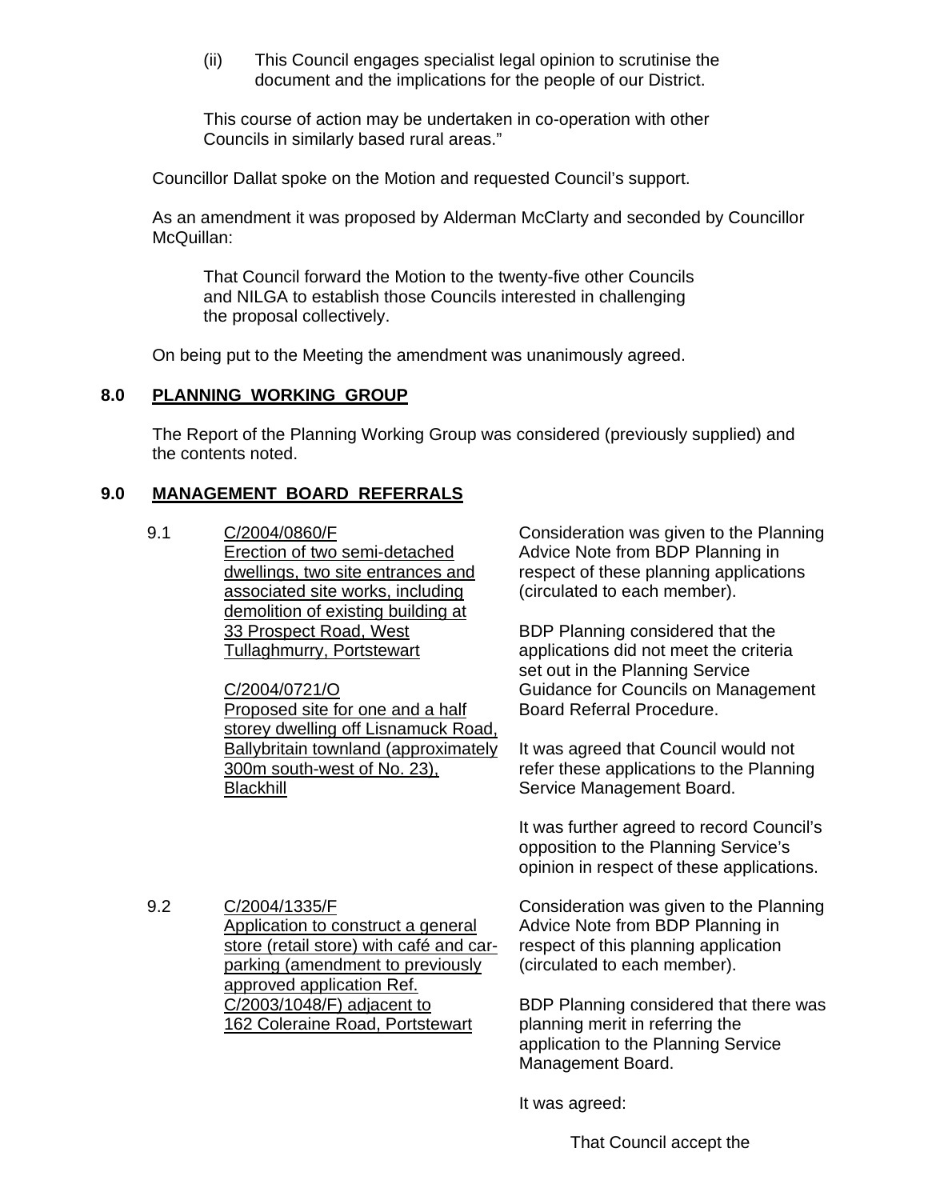(ii) This Council engages specialist legal opinion to scrutinise the document and the implications for the people of our District.

This course of action may be undertaken in co-operation with other Councils in similarly based rural areas."

Councillor Dallat spoke on the Motion and requested Council's support.

As an amendment it was proposed by Alderman McClarty and seconded by Councillor McQuillan:

> That Council forward the Motion to the twenty-five other Councils and NILGA to establish those Councils interested in challenging the proposal collectively.

On being put to the Meeting the amendment was unanimously agreed.

## 8.0 PLANNING WORKING GROUP

The Report of the Planning Working Group was considered (previously supplied) and the contents noted.

## 9.0 MANAGEMENT BOARD REFERRALS

9.1 <u>C/2004/0860/F</u>
<u>Erection of two semi-detached dwellings, two site entrances and associated site works, including demolition of existing building at 33 Prospect Road, West Tullaghmurry, Portstewart</u>

<u>C/2004/0721/O</u>
<u>Proposed site for one and a half storey dwelling off Lisnamuck Road, Ballybritain townland (approximately 300m south-west of No. 23), Blackhill</u>

Consideration was given to the Planning Advice Note from BDP Planning in respect of these planning applications (circulated to each member).

BDP Planning considered that the applications did not meet the criteria set out in the Planning Service Guidance for Councils on Management Board Referral Procedure.

It was agreed that Council would not refer these applications to the Planning Service Management Board.

It was further agreed to record Council's opposition to the Planning Service's opinion in respect of these applications.

9.2 <u>C/2004/1335/F</u>
<u>Application to construct a general store (retail store) with café and car-parking (amendment to previously approved application Ref. C/2003/1048/F) adjacent to 162 Coleraine Road, Portstewart</u>

Consideration was given to the Planning Advice Note from BDP Planning in respect of this planning application (circulated to each member).

BDP Planning considered that there was planning merit in referring the application to the Planning Service Management Board.

It was agreed:

> That Council accept the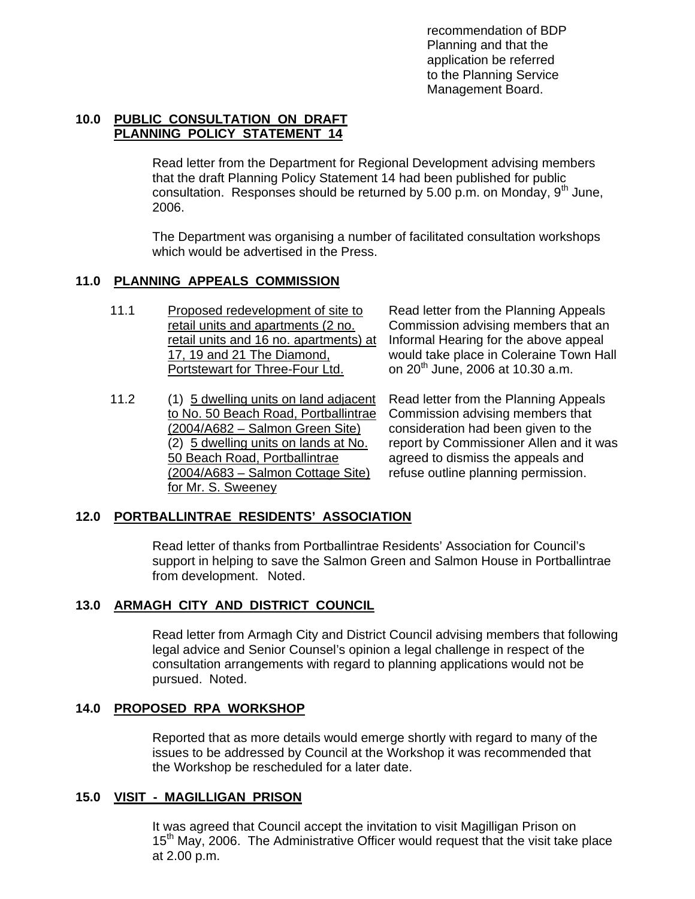recommendation of BDP Planning and that the application be referred to the Planning Service Management Board.

**10.0 PUBLIC CONSULTATION ON DRAFT PLANNING POLICY STATEMENT 14**

Read letter from the Department for Regional Development advising members that the draft Planning Policy Statement 14 had been published for public consultation. Responses should be returned by 5.00 p.m. on Monday, 9th June, 2006.

The Department was organising a number of facilitated consultation workshops which would be advertised in the Press.

**11.0 PLANNING APPEALS COMMISSION**

11.1 Proposed redevelopment of site to retail units and apartments (2 no. retail units and 16 no. apartments) at 17, 19 and 21 The Diamond, Portstewart for Three-Four Ltd.

Read letter from the Planning Appeals Commission advising members that an Informal Hearing for the above appeal would take place in Coleraine Town Hall on 20th June, 2006 at 10.30 a.m.

11.2 (1) 5 dwelling units on land adjacent to No. 50 Beach Road, Portballintrae (2004/A682 – Salmon Green Site) (2) 5 dwelling units on lands at No. 50 Beach Road, Portballintrae (2004/A683 – Salmon Cottage Site) for Mr. S. Sweeney

Read letter from the Planning Appeals Commission advising members that consideration had been given to the report by Commissioner Allen and it was agreed to dismiss the appeals and refuse outline planning permission.

**12.0 PORTBALLINTRAE RESIDENTS' ASSOCIATION**

Read letter of thanks from Portballintrae Residents' Association for Council's support in helping to save the Salmon Green and Salmon House in Portballintrae from development. Noted.

**13.0 ARMAGH CITY AND DISTRICT COUNCIL**

Read letter from Armagh City and District Council advising members that following legal advice and Senior Counsel's opinion a legal challenge in respect of the consultation arrangements with regard to planning applications would not be pursued. Noted.

**14.0 PROPOSED RPA WORKSHOP**

Reported that as more details would emerge shortly with regard to many of the issues to be addressed by Council at the Workshop it was recommended that the Workshop be rescheduled for a later date.

**15.0 VISIT - MAGILLIGAN PRISON**

It was agreed that Council accept the invitation to visit Magilligan Prison on 15th May, 2006. The Administrative Officer would request that the visit take place at 2.00 p.m.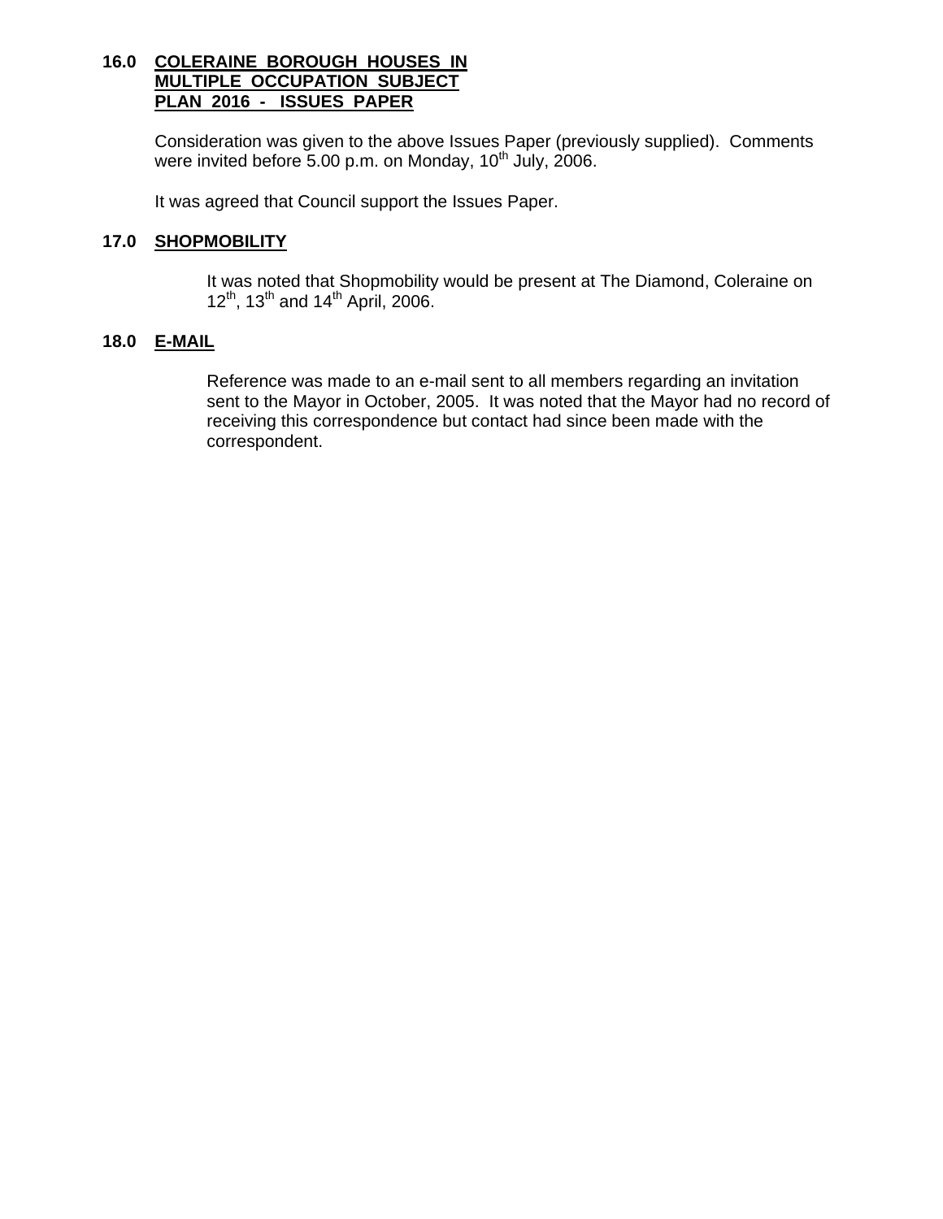**16.0 COLERAINE BOROUGH HOUSES IN MULTIPLE OCCUPATION SUBJECT PLAN 2016 - ISSUES PAPER**

Consideration was given to the above Issues Paper (previously supplied). Comments were invited before 5.00 p.m. on Monday, 10th July, 2006.

It was agreed that Council support the Issues Paper.

**17.0 SHOPMOBILITY**

It was noted that Shopmobility would be present at The Diamond, Coleraine on 12th, 13th and 14th April, 2006.

**18.0 E-MAIL**

Reference was made to an e-mail sent to all members regarding an invitation sent to the Mayor in October, 2005. It was noted that the Mayor had no record of receiving this correspondence but contact had since been made with the correspondent.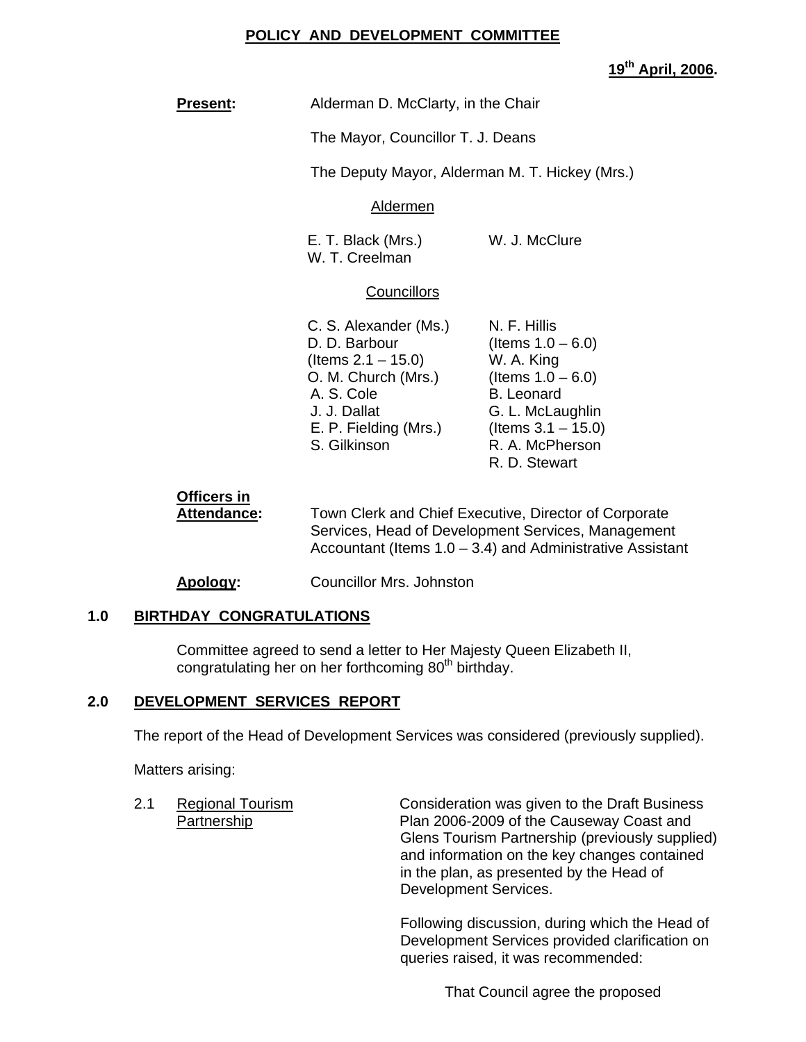**POLICY AND DEVELOPMENT COMMITTEE**

**19th April, 2006.**

**Present:** Alderman D. McClarty, in the Chair

The Mayor, Councillor T. J. Deans

The Deputy Mayor, Alderman M. T. Hickey (Mrs.)

Aldermen

E. T. Black (Mrs.)
W. T. Creelman
W. J. McClure

Councillors

C. S. Alexander (Ms.)
D. D. Barbour (Items 2.1 – 15.0)
O. M. Church (Mrs.)
A. S. Cole
J. J. Dallat
E. P. Fielding (Mrs.)
S. Gilkinson
N. F. Hillis (Items 1.0 – 6.0)
W. A. King (Items 1.0 – 6.0)
B. Leonard
G. L. McLaughlin (Items 3.1 – 15.0)
R. A. McPherson
R. D. Stewart

**Officers in Attendance:** Town Clerk and Chief Executive, Director of Corporate Services, Head of Development Services, Management Accountant (Items 1.0 – 3.4) and Administrative Assistant

**Apology:** Councillor Mrs. Johnston

## 1.0 BIRTHDAY CONGRATULATIONS

Committee agreed to send a letter to Her Majesty Queen Elizabeth II, congratulating her on her forthcoming 80th birthday.

## 2.0 DEVELOPMENT SERVICES REPORT

The report of the Head of Development Services was considered (previously supplied).

Matters arising:

2.1 Regional Tourism Partnership

Consideration was given to the Draft Business Plan 2006-2009 of the Causeway Coast and Glens Tourism Partnership (previously supplied) and information on the key changes contained in the plan, as presented by the Head of Development Services.

Following discussion, during which the Head of Development Services provided clarification on queries raised, it was recommended:

That Council agree the proposed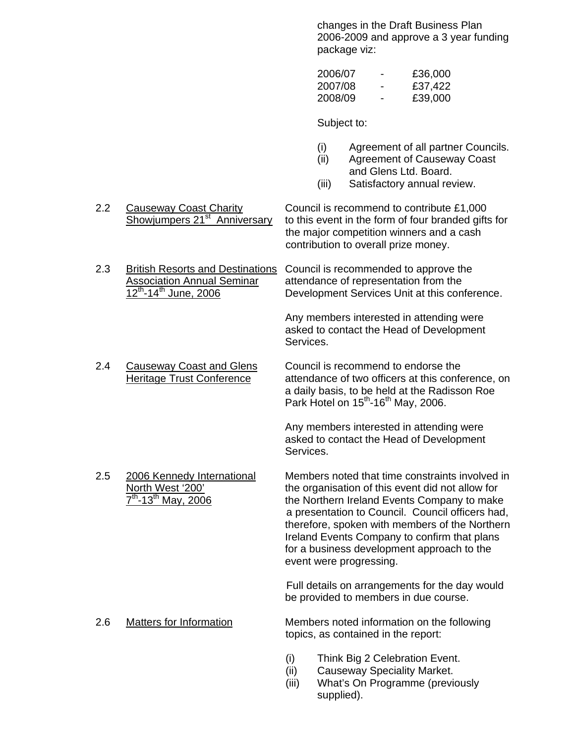changes in the Draft Business Plan 2006-2009 and approve a 3 year funding package viz:

| | | |
|---|---|---|
| 2006/07 | - | £36,000 |
| 2007/08 | - | £37,422 |
| 2008/09 | - | £39,000 |

Subject to:

(i) Agreement of all partner Councils.
(ii) Agreement of Causeway Coast and Glens Ltd. Board.
(iii) Satisfactory annual review.

2.2 Causeway Coast Charity Showjumpers 21st Anniversary

Council is recommend to contribute £1,000 to this event in the form of four branded gifts for the major competition winners and a cash contribution to overall prize money.

2.3 British Resorts and Destinations Association Annual Seminar 12th-14th June, 2006

Council is recommended to approve the attendance of representation from the Development Services Unit at this conference.

Any members interested in attending were asked to contact the Head of Development Services.

2.4 Causeway Coast and Glens Heritage Trust Conference

Council is recommend to endorse the attendance of two officers at this conference, on a daily basis, to be held at the Radisson Roe Park Hotel on 15th-16th May, 2006.

Any members interested in attending were asked to contact the Head of Development Services.

2.5 2006 Kennedy International North West '200' 7th-13th May, 2006

Members noted that time constraints involved in the organisation of this event did not allow for the Northern Ireland Events Company to make a presentation to Council. Council officers had, therefore, spoken with members of the Northern Ireland Events Company to confirm that plans for a business development approach to the event were progressing.

Full details on arrangements for the day would be provided to members in due course.

2.6 Matters for Information

Members noted information on the following topics, as contained in the report:

(i) Think Big 2 Celebration Event.
(ii) Causeway Speciality Market.
(iii) What's On Programme (previously supplied).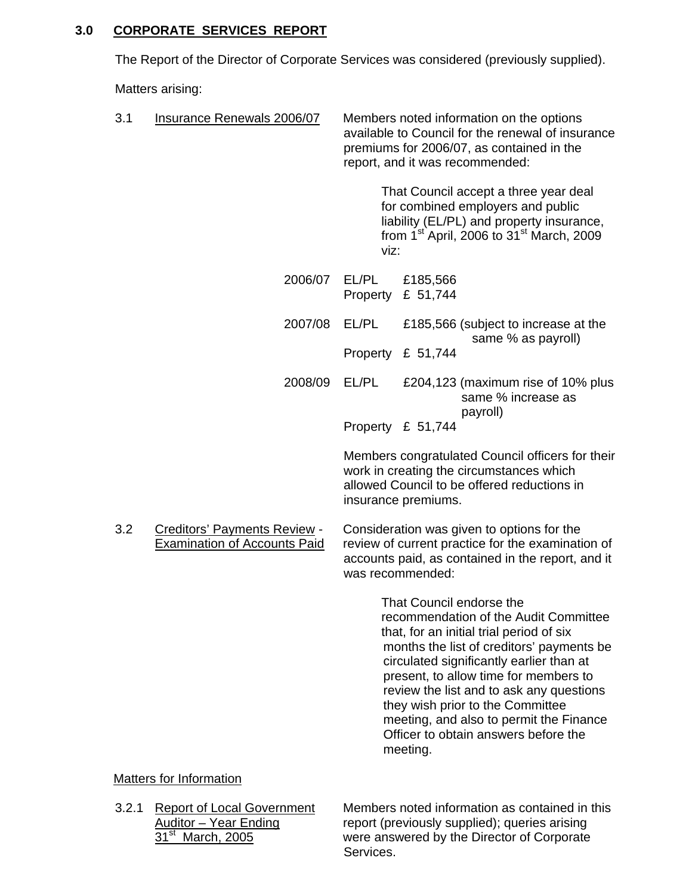## 3.0 CORPORATE SERVICES REPORT

The Report of the Director of Corporate Services was considered (previously supplied).

Matters arising:

3.1 Insurance Renewals 2006/07

Members noted information on the options available to Council for the renewal of insurance premiums for 2006/07, as contained in the report, and it was recommended:

> That Council accept a three year deal for combined employers and public liability (EL/PL) and property insurance, from 1st April, 2006 to 31st March, 2009 viz:

| | | | |
|---|---|---|---|
| 2006/07 | EL/PL | £185,566 | |
| | Property | £ 51,744 | |
| 2007/08 | EL/PL | £185,566 | (subject to increase at the same % as payroll) |
| | Property | £ 51,744 | |
| 2008/09 | EL/PL | £204,123 | (maximum rise of 10% plus same % increase as payroll) |
| | Property | £ 51,744 | |

Members congratulated Council officers for their work in creating the circumstances which allowed Council to be offered reductions in insurance premiums.

3.2 Creditors' Payments Review - Examination of Accounts Paid

Consideration was given to options for the review of current practice for the examination of accounts paid, as contained in the report, and it was recommended:

> That Council endorse the recommendation of the Audit Committee that, for an initial trial period of six months the list of creditors' payments be circulated significantly earlier than at present, to allow time for members to review the list and to ask any questions they wish prior to the Committee meeting, and also to permit the Finance Officer to obtain answers before the meeting.

Matters for Information

3.2.1 Report of Local Government Auditor – Year Ending 31st March, 2005

Members noted information as contained in this report (previously supplied); queries arising were answered by the Director of Corporate Services.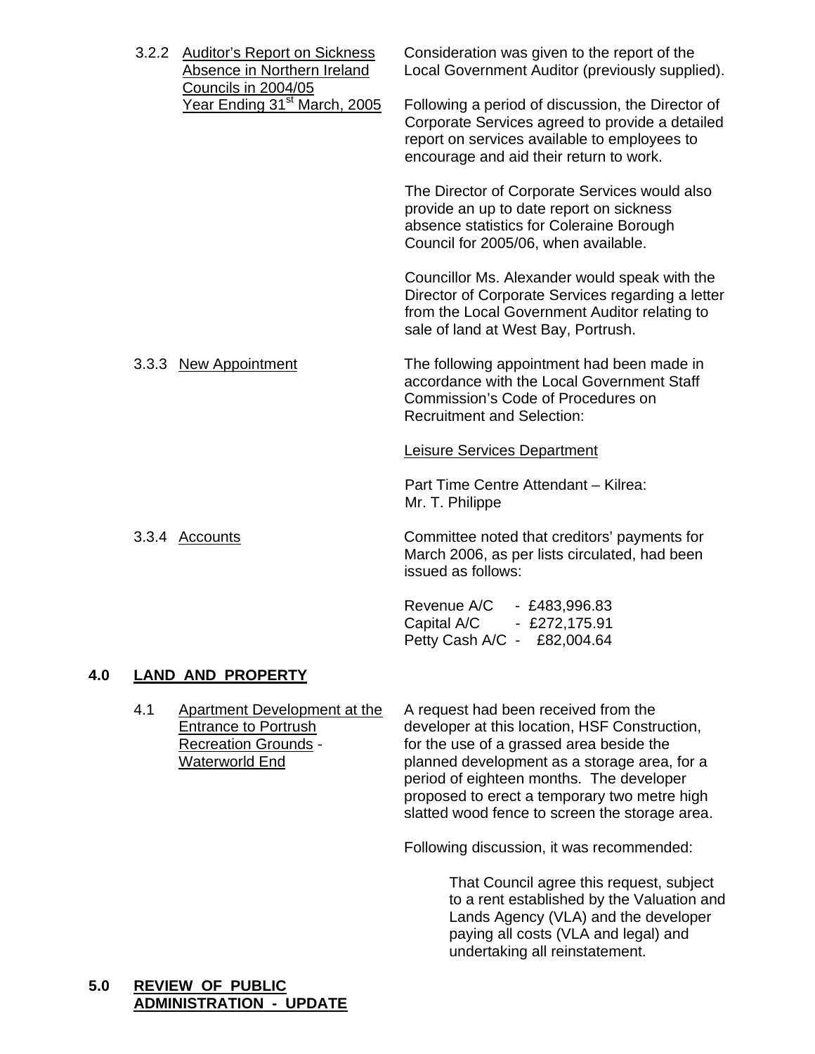3.2.2 Auditor's Report on Sickness Absence in Northern Ireland Councils in 2004/05 Year Ending 31st March, 2005

Consideration was given to the report of the Local Government Auditor (previously supplied).

Following a period of discussion, the Director of Corporate Services agreed to provide a detailed report on services available to employees to encourage and aid their return to work.

The Director of Corporate Services would also provide an up to date report on sickness absence statistics for Coleraine Borough Council for 2005/06, when available.

Councillor Ms. Alexander would speak with the Director of Corporate Services regarding a letter from the Local Government Auditor relating to sale of land at West Bay, Portrush.

3.3.3 New Appointment

The following appointment had been made in accordance with the Local Government Staff Commission's Code of Procedures on Recruitment and Selection:

Leisure Services Department

Part Time Centre Attendant – Kilrea:
Mr. T. Philippe

3.3.4 Accounts

Committee noted that creditors' payments for March 2006, as per lists circulated, had been issued as follows:

Revenue A/C - £483,996.83
Capital A/C - £272,175.91
Petty Cash A/C - £82,004.64

## 4.0 LAND AND PROPERTY

4.1 Apartment Development at the Entrance to Portrush Recreation Grounds - Waterworld End

A request had been received from the developer at this location, HSF Construction, for the use of a grassed area beside the planned development as a storage area, for a period of eighteen months. The developer proposed to erect a temporary two metre high slatted wood fence to screen the storage area.

Following discussion, it was recommended:

> That Council agree this request, subject to a rent established by the Valuation and Lands Agency (VLA) and the developer paying all costs (VLA and legal) and undertaking all reinstatement.

## 5.0 REVIEW OF PUBLIC ADMINISTRATION - UPDATE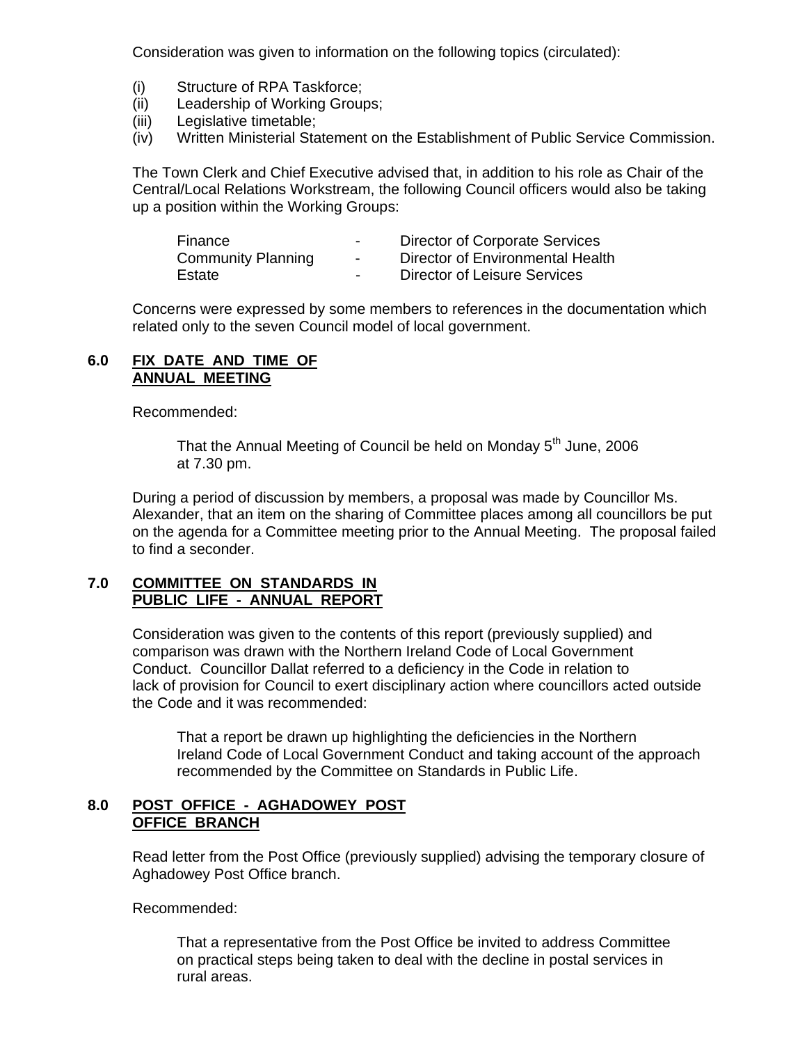Consideration was given to information on the following topics (circulated):

(i) Structure of RPA Taskforce;
(ii) Leadership of Working Groups;
(iii) Legislative timetable;
(iv) Written Ministerial Statement on the Establishment of Public Service Commission.

The Town Clerk and Chief Executive advised that, in addition to his role as Chair of the Central/Local Relations Workstream, the following Council officers would also be taking up a position within the Working Groups:

| | | |
|---|---|---|
| Finance | - | Director of Corporate Services |
| Community Planning | - | Director of Environmental Health |
| Estate | - | Director of Leisure Services |

Concerns were expressed by some members to references in the documentation which related only to the seven Council model of local government.

## 6.0 FIX DATE AND TIME OF ANNUAL MEETING

Recommended:

> That the Annual Meeting of Council be held on Monday 5th June, 2006 at 7.30 pm.

During a period of discussion by members, a proposal was made by Councillor Ms. Alexander, that an item on the sharing of Committee places among all councillors be put on the agenda for a Committee meeting prior to the Annual Meeting. The proposal failed to find a seconder.

## 7.0 COMMITTEE ON STANDARDS IN PUBLIC LIFE - ANNUAL REPORT

Consideration was given to the contents of this report (previously supplied) and comparison was drawn with the Northern Ireland Code of Local Government Conduct. Councillor Dallat referred to a deficiency in the Code in relation to lack of provision for Council to exert disciplinary action where councillors acted outside the Code and it was recommended:

> That a report be drawn up highlighting the deficiencies in the Northern Ireland Code of Local Government Conduct and taking account of the approach recommended by the Committee on Standards in Public Life.

## 8.0 POST OFFICE - AGHADOWEY POST OFFICE BRANCH

Read letter from the Post Office (previously supplied) advising the temporary closure of Aghadowey Post Office branch.

Recommended:

> That a representative from the Post Office be invited to address Committee on practical steps being taken to deal with the decline in postal services in rural areas.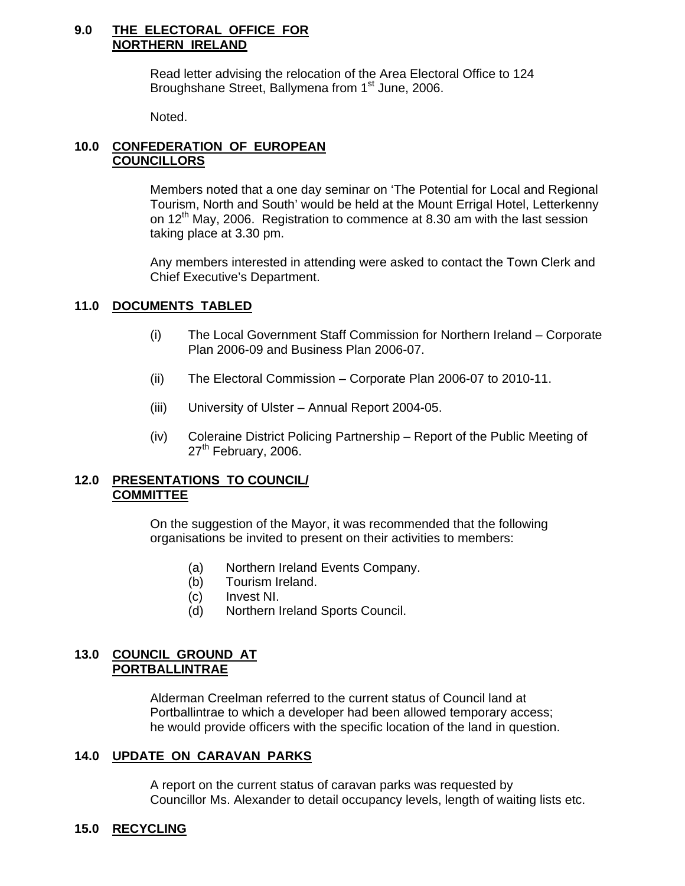## 9.0 THE ELECTORAL OFFICE FOR NORTHERN IRELAND

Read letter advising the relocation of the Area Electoral Office to 124 Broughshane Street, Ballymena from 1st June, 2006.

Noted.

## 10.0 CONFEDERATION OF EUROPEAN COUNCILLORS

Members noted that a one day seminar on 'The Potential for Local and Regional Tourism, North and South' would be held at the Mount Errigal Hotel, Letterkenny on 12th May, 2006. Registration to commence at 8.30 am with the last session taking place at 3.30 pm.

Any members interested in attending were asked to contact the Town Clerk and Chief Executive's Department.

## 11.0 DOCUMENTS TABLED

(i) The Local Government Staff Commission for Northern Ireland – Corporate Plan 2006-09 and Business Plan 2006-07.

(ii) The Electoral Commission – Corporate Plan 2006-07 to 2010-11.

(iii) University of Ulster – Annual Report 2004-05.

(iv) Coleraine District Policing Partnership – Report of the Public Meeting of 27th February, 2006.

## 12.0 PRESENTATIONS TO COUNCIL/ COMMITTEE

On the suggestion of the Mayor, it was recommended that the following organisations be invited to present on their activities to members:

(a) Northern Ireland Events Company.
(b) Tourism Ireland.
(c) Invest NI.
(d) Northern Ireland Sports Council.

## 13.0 COUNCIL GROUND AT PORTBALLINTRAE

Alderman Creelman referred to the current status of Council land at Portballintrae to which a developer had been allowed temporary access; he would provide officers with the specific location of the land in question.

## 14.0 UPDATE ON CARAVAN PARKS

A report on the current status of caravan parks was requested by Councillor Ms. Alexander to detail occupancy levels, length of waiting lists etc.

## 15.0 RECYCLING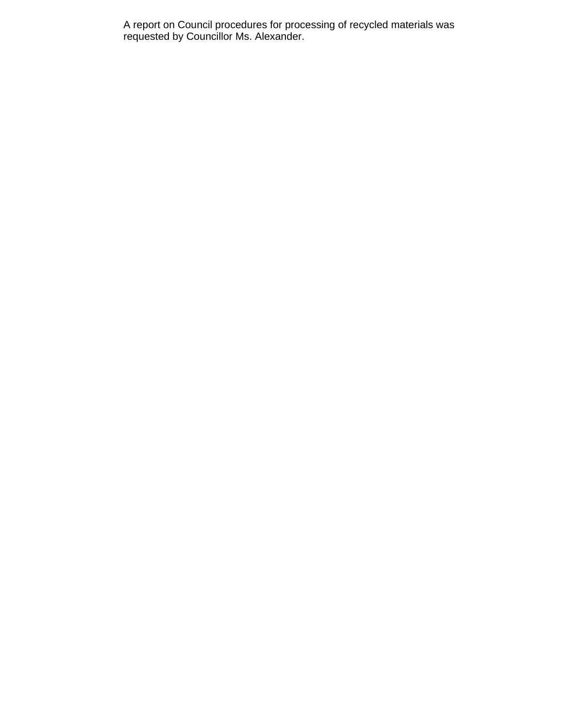A report on Council procedures for processing of recycled materials was requested by Councillor Ms. Alexander.